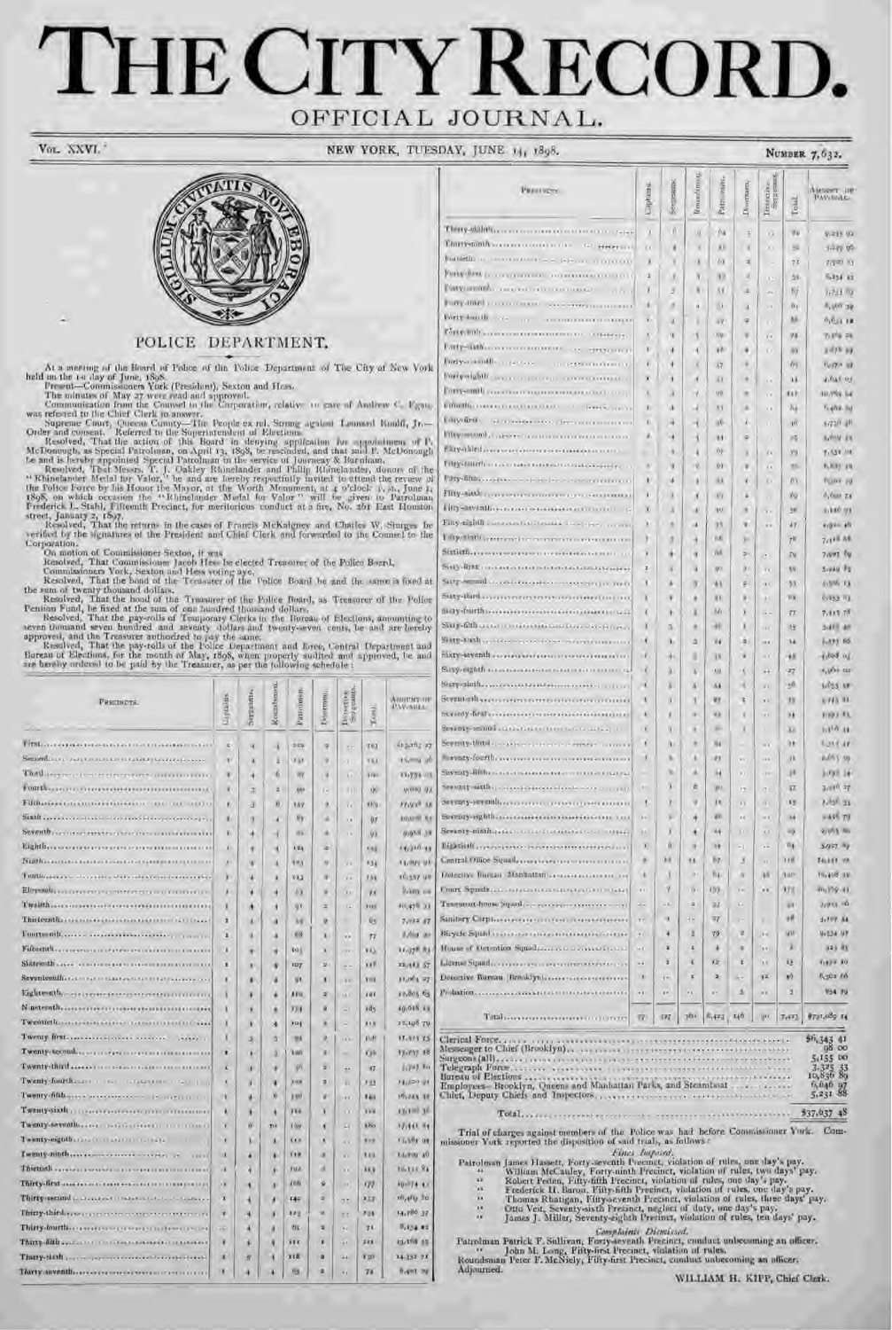# THE CITY RECORD.

## OFFICIAL JOURNAL.

Vol. XXVI. NEW YORK, TUESDAY, JUNE 14, 1898. Number 7,632.

## POLICE DEPARTMENT.

At a meeting of the Board of Police of the Police Department of The City of New York held on the 1st day of June, 1898.

Present—Commissioners York (President), Sexton and Hess.

The minutes of May 27 were read and approved.

Communication from the Counsel to the Corporation, relative to case of Andrew C. Egan, was referred to the Chief Clerk to answer.

Supreme Court, Queens County—The People ex rel. Strong against Leonard Rindlf, Jr.—Order and consent. Referred to the Superintendent of Elections.

Resolved, That the action of this Board in denying application for appointment of F. McDonough, as Special Patrolman, on April 13, 1898, be rescinded, and that said F. McDonough be and is hereby appointed Special Patrolman in the service of Journeay & Burnham.

Resolved, That Messrs. T. J. Oakley Rhinelander and Philip Rhinelander, donors of the "Rhinelander Medal for Valor," be and are hereby respectfully invited to attend the review of the Police Force by his Honor the Mayor, at the Worth Monument, at 4 o'clock P. M., June 3, 1898, on which occasion the "Rhinelander Medal for Valor" will be given to Patrolman Frederick L. Stahl, Fifteenth Precinct, for meritorious conduct at a fire, No. 261 East Houston street, January 2, 1897.

Resolved, That the returns in the cases of Francis McKalgney and Charles W. Sturges be verified by the signatures of the President and Chief Clerk and forwarded to the Counsel to the Corporation.

On motion of Commissioner Sexton, it was

Resolved, That Commissioner Jacob Hess be elected Treasurer of the Police Board.

Commissioners York, Sexton and Hess voting aye.

Resolved, That the bond of the Treasurer of the Police Board be and the same is fixed at the sum of twenty thousand dollars.

Resolved, That the bond of the Treasurer of the Police Board, as Treasurer of the Police Pension Fund, be fixed at the sum of one hundred thousand dollars.

Resolved, That the pay-rolls of Temporary Clerks in the Bureau of Elections, amounting to seven thousand seven hundred and seventy dollars and twenty-seven cents, be and are hereby approved, and the Treasurer authorized to pay the same.

Resolved, That the pay-rolls of the Police Department and force, Central Department and Bureau of Elections, for the month of May, 1898, when properly audited and approved, be and are hereby ordered to be paid by the Treasurer, as per the following schedule:

| Precincts. | Captains. | Sergeants. | Roundsmen. | Patrolmen. | Doormen. | Detective Sergeants. | Total. | Amount of Pay-rolls. |
|---|---|---|---|---|---|---|---|---|
| First | 1 | 4 | 4 | 112 | 2 | | 123 | $12,263 27 |
| Second | 1 | 4 | 5 | 131 | 2 | | 143 | 15,004 36 |
| Third | 1 | 4 | 6 | 87 | 2 | | 100 | 11,751 03 |
| Fourth | 1 | 3 | 2 | 90 | | | 96 | 9,000 93 |
| Fifth | 1 | 3 | 6 | 117 | 2 | | 129 | 11,918 31 |
| Sixth | 1 | 4 | 4 | 87 | 2 | | 97 | 10,006 83 |
| Seventh | 1 | 4 | 4 | 81 | 2 | | 92 | 9,468 32 |
| Eighth | 1 | 4 | 4 | 124 | 2 | | 135 | 14,316 44 |
| Ninth | 1 | 4 | 4 | 123 | 2 | | 134 | 14,091 91 |
| Tenth | 1 | 4 | 4 | 113 | 2 | | 124 | 16,387 99 |
| Eleventh | 1 | 4 | 4 | 63 | 2 | | 74 | 8,003 04 |
| Twelfth | 1 | 4 | 4 | 91 | 2 | | 102 | 10,476 33 |
| Thirteenth | 1 | 3 | 4 | 55 | 2 | | 65 | 7,022 47 |
| Fourteenth | 1 | 4 | 4 | 68 | 1 | | 77 | 8,602 20 |
| Fifteenth | 1 | 4 | 4 | 103 | 2 | | 113 | 11,578 83 |
| Sixteenth | 1 | 4 | 4 | 107 | 2 | | 118 | 12,443 57 |
| Seventeenth | 1 | 4 | 4 | 91 | 2 | | 102 | 11,061 27 |
| Eighteenth | 1 | 4 | 4 | 110 | 2 | | 121 | 12,805 65 |
| Nineteenth | 1 | 4 | 4 | 174 | 2 | | 185 | 19,018 23 |
| Twentieth | 1 | 4 | 4 | 108 | 2 | | 119 | 12,198 79 |
| Twenty-first | 1 | 3 | 3 | 92 | 2 | | 101 | 11,271 55 |
| Twenty-second | 1 | 4 | 5 | 140 | 2 | | 152 | 15,037 18 |
| Twenty-third | 1 | 3 | 4 | 36 | 2 | | 47 | 5,727 61 |
| Twenty-fourth | 1 | 4 | 4 | 122 | 2 | | 133 | 14,020 91 |
| Twenty-fifth | 1 | 4 | 6 | 130 | 2 | | 143 | 16,123 35 |
| Twenty-sixth | 1 | 4 | 4 | 114 | 1 | | 124 | 13,101 31 |
| Twenty-seventh | 1 | 6 | 10 | 159 | 4 | | 180 | 17,441 24 |
| Twenty-eighth | 1 | 4 | 4 | 111 | 2 | | 122 | 13,580 02 |
| Twenty-ninth | 1 | 4 | 4 | 118 | 2 | | 129 | 13,679 26 |
| Thirtieth | 1 | 4 | 4 | 102 | 2 | | 113 | 10,151 84 |
| Thirty-first | 1 | 4 | 4 | 166 | 2 | | 177 | 19,074 41 |
| Thirty-second | 1 | 4 | 4 | 140 | 2 | | 151 | 16,469 30 |
| Thirty-third | 1 | 4 | 4 | 123 | 2 | | 134 | 14,286 37 |
| Thirty-fourth | 1 | 4 | 4 | 61 | 2 | | 72 | 8,134 02 |
| Thirty-fifth | 1 | 4 | 4 | 111 | 1 | | 121 | 13,168 55 |
| Thirty-sixth | 1 | 6 | 4 | 118 | 1 | | 130 | 14,352 71 |
| Thirty-seventh | 1 | 4 | 4 | 63 | 2 | | 74 | 8,401 09 |
| Thirty-eighth | 1 | 6 | 4 | 74 | 3 | | 84 | 9,235 92 |
| Thirty-ninth | | 4 | 3 | 43 | 2 | | 52 | 5,849 90 |
| Fortieth | 1 | 4 | 4 | 61 | 2 | | 72 | 7,920 03 |
| Forty-first | 1 | 4 | 3 | 43 | 2 | | 53 | 6,254 23 |
| Forty-second | 1 | 3 | 3 | 51 | 2 | | 67 | 7,751 67 |
| Forty-third | 1 | 3 | 4 | 51 | 3 | | 61 | 6,966 79 |
| Forty-fourth | 1 | 3 | 3 | 47 | 2 | | 56 | 6,633 18 |
| Forty-fifth | 1 | 4 | 5 | 62 | 2 | | 74 | 7,889 20 |
| Forty-sixth | 1 | 4 | 4 | 48 | 2 | | 59 | 5,676 93 |
| Forty-seventh | 1 | 4 | 4 | 57 | 2 | | 65 | 6,270 97 |
| Forty-eighth | 1 | 4 | 3 | 51 | 2 | | 41 | 4,641 03 |
| Forty-ninth | 1 | 3 | 4 | 97 | 2 | | 111 | 10,789 54 |
| Fiftieth | 1 | 4 | 4 | 55 | 2 | | 64 | 6,462 69 |
| Fifty-first | 1 | 4 | 4 | 36 | 1 | | 46 | 5,730 36 |
| Fifty-second | 2 | 4 | 5 | 53 | 2 | | 66 | 5,859 33 |
| Fifty-third | | 4 | 4 | 67 | 3 | | 75 | 7,531 01 |
| Fifty-fourth | 1 | 4 | 4 | 61 | 2 | | 70 | 6,835 30 |
| Fifty-fifth | 1 | 4 | 4 | 53 | 2 | | 61 | 6,910 79 |
| Fifty-sixth | 1 | 4 | 4 | 61 | 4 | | 69 | 6,600 74 |
| Fifty-seventh | 1 | 3 | 4 | 50 | 2 | | 56 | 5,120 93 |
| Fifty-eighth | 1 | 3 | 4 | 33 | 2 | | 47 | 4,921 46 |
| Fifty-ninth | 1 | 3 | 4 | 66 | 2 | | 76 | 7,118 68 |
| Sixtieth | 1 | 4 | 4 | 66 | 2 | | 76 | 7,091 69 |
| Sixty-first | 1 | 4 | 4 | 40 | 2 | | 50 | 5,244 63 |
| Sixty-second | 1 | 4 | 4 | 43 | 2 | | 53 | 5,576 13 |
| Sixty-third | 1 | 4 | 4 | 51 | 2 | | 62 | 6,153 03 |
| Sixty-fourth | 1 | 4 | 5 | 66 | 1 | | 77 | 7,417 78 |
| Sixty-fifth | 1 | 3 | 4 | 26 | 1 | | 33 | 3,483 40 |
| Sixty-sixth | 1 | 4 | 3 | 24 | 2 | | 34 | 3,575 66 |
| Sixty-seventh | 1 | 4 | 3 | 35 | 2 | | 45 | 4,608 03 |
| Sixty-eighth | 1 | 3 | 4 | 19 | 1 | | 27 | 2,960 00 |
| Sixty-ninth | 1 | 3 | 4 | 44 | 1 | | 56 | 5,633 18 |
| Seventieth | 1 | 1 | 3 | 27 | 1 | | 33 | 3,715 41 |
| Seventy-first | 1 | 3 | 4 | 23 | 1 | | 14 | 1,091 83 |
| Seventy-second | 1 | 3 | 4 | 16 | 1 | | 23 | 2,116 44 |
| Seventy-third | 1 | 3 | 4 | 24 | | | 32 | 3,273 42 |
| Seventy-fourth | 1 | 4 | 4 | 21 | | | 31 | 2,663 39 |
| Seventy-fifth | | 4 | 4 | 24 | | | 33 | 3,091 34 |
| Seventy-sixth | | 3 | 6 | 30 | | | 41 | 3,916 27 |
| Seventy-seventh | 1 | 3 | 4 | 14 | | | 15 | 1,336 33 |
| Seventy-eighth | 1 | 3 | 4 | 26 | | | 34 | 2,456 79 |
| Seventy-ninth | 1 | | 4 | 44 | | | 49 | 4,063 80 |
| Eightieth | 1 | 6 | 4 | 59 | | | 64 | 5,927 89 |
| Central Office Squad | 8 | 12 | 13 | 67 | 3 | | 118 | 16,121 70 |
| Detective Bureau (Manhattan) | 1 | 3 | | 64 | | 48 | 120 | 16,408 39 |
| Court Squads | | 7 | 5 | 155 | | | 175 | 20,159 41 |
| Tenement-house Squad | | | 4 | 32 | | | 34 | 3,901 76 |
| Sanitary Corps | | 1 | | 27 | | | 28 | 3,101 44 |
| Bicycle Squad | | 4 | 3 | 79 | 2 | | 40 | 9,034 97 |
| House of Detention Squad | | 1 | 1 | 1 | 1 | | 4 | 323 83 |
| License Squad | | 1 | 1 | 12 | 1 | | 15 | 1,472 10 |
| Detective Bureau (Brooklyn) | 1 | | 1 | 2 | | 32 | 40 | 6,362 16 |
| Probation | | | | | 2 | | 2 | 154 79 |
| Total | 77 | 317 | 360 | 6,423 | 146 | 90 | 7,423 | $791,085 24 |

| | |
|---|---|
| Clerical Force | $6,543 41 |
| Messenger to Chief (Brooklyn) | 98 00 |
| Surgeons (all) | 5,155 00 |
| Telegraph Force | 3,325 33 |
| Bureau of Elections | 10,836 89 |
| Employees—Brooklyn, Queens and Manhattan Parks, and Steamboat | 6,646 97 |
| Chief, Deputy Chiefs and Inspectors | 5,231 88 |
| Total | $37,837 48 |

Trial of charges against members of the Police was had before Commissioner York. Commissioner York reported the disposition of said trials, as follows:

*Fines Imposed.*

Patrolman James Hassett, Forty-seventh Precinct, violation of rules, one day's pay.
" William McCauley, Forty-ninth Precinct, violation of rules, two days' pay.
" Robert Peden, Fifty-fifth Precinct, violation of rules, one day's pay.
" Frederick H. Baron, Fifty-fifth Precinct, violation of rules, one day's pay.
" Thomas Rhatigan, Fifty-seventh Precinct, violation of rules, three days' pay.
" Otto Veit, Seventy-sixth Precinct, neglect of duty, one day's pay.
" James J. Miller, Seventy-eighth Precinct, violation of rules, ten days' pay.

*Complaints Dismissed.*

Patrolman Patrick F. Sullivan, Forty-seventh Precinct, conduct unbecoming an officer.
" John M. Long, Fifty-first Precinct, violation of rules.
Roundsman Peter F. McNiely, Fifty-first Precinct, conduct unbecoming an officer.

Adjourned.

WILLIAM H. KIPP, Chief Clerk.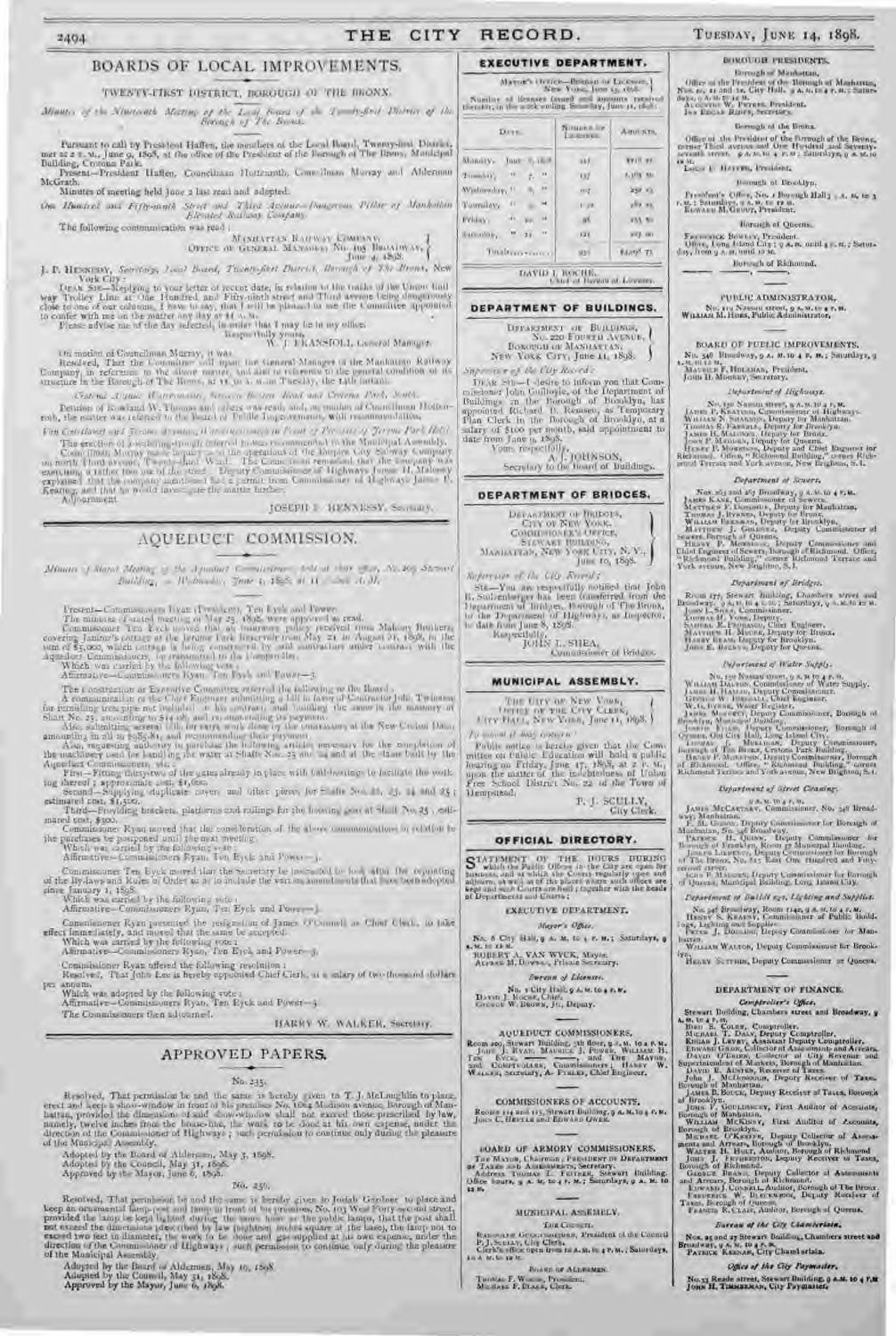## BOARDS OF LOCAL IMPROVEMENTS.

### TWENTY-FIRST DISTRICT, BOROUGH OF THE BRONX.

*Minutes of the Nineteenth Meeting of the Local Board of the Twenty-first District of the Borough of The Bronx.*

Pursuant to call by President Haffen, the members of the Local Board, Twenty-first District, met at 2 P.M., June 9, 1898, at the office of the President of the Borough of The Bronx, Municipal Building, Crotona Park.

Present—President Haffen, Councilman Hottenroth, Councilman Murray and Alderman McGrath.

Minutes of meeting held June 2 last read and adopted.

*One Hundred and Fifty-ninth Street and Third Avenue—Dangerous Pillar of Manhattan Elevated Railway Company.*

The following communication was read:

MANHATTAN RAILWAY COMPANY,
OFFICE OF GENERAL MANAGER, No. 195 BROADWAY,
June 4, 1898.

J. F. HENNESSY, *Secretary, Local Board, Twenty-first District, Borough of The Bronx, New York City:*

DEAR SIR—Replying to your letter of recent date, in relation to the tracks of the Union Railway Trolley Line at One Hundred and Fifty-ninth street and Third avenue being dangerously close to one of our columns, I have to say, that I will be pleased to see the Committee appointed to confer with me on the matter any day at 11 A. M.

Please advise me of the day selected, in order that I may be in my office.

Respectfully yours,
W. J. FRANSIOLI, General Manager.

On motion of Councilman Murray, it was

Resolved, That the Committee call upon the General Manager of the Manhattan Railway Company, in reference to the above matter, and also in reference to the general condition of its structure in the Borough of The Bronx, at 11.30 A. M. on Tuesday, the 14th instant.

*Central Avenue Watermains, Between Boston Road and Crotona Park, South.*

Petition of Rowland W. Thomas and others was read, and, on motion of Councilman Hottenroth, the matter was referred to the Board of Public Improvements, with recommendation.

*Van Cortlandt and Jerome Avenues, Watering-trough in Front of Premises of Jerome Park Hotel.*

The erection of a watering-trough (interval) is was recommended to the Municipal Assembly.

Councilman Murray made inquiry as to the operations of the Empire City Railway Company on north Third avenue, Twenty-third Ward. The Councilman remarked that the company was exercising a rather free use of the street. Deputy Commissioner of Highways James H. Mahoney explained that the company mentioned has a permit from Commissioner of Highways James P. Keating, and that he would investigate the matter further.

Adjournment.

JOSEPH F. HENNESSY, Secretary.

## AQUEDUCT COMMISSION.

*Minutes of Stated Meeting of the Aqueduct Commissioners, held at their office, No. 209 Stewart Building, on Wednesday, June 1, 1898, at 11 o'clock A. M.*

Present—Commissioners Ryan (President), Ten Eyck and Power.

The minutes of stated meeting of May 25, 1898, were approved as read.

Commissioner Ten Eyck moved that an insurance policy received from Mahony Brothers, covering Janitor's cottage at the Jerome Park Reservoir from May 21 to August 21, 1898, in the sum of $5,000, which cottage is being constructed by said contractors under contract with the Aqueduct Commissioners, be transmitted to the Comptroller.

Which was carried by the following vote:

Affirmative—Commissioners Ryan, Ten Eyck and Power—3.

The Construction or Executive Committee referred the following to the Board:

A communication of the Chief Engineer submitting a bill in favor of Contractor John Twinane for furnishing iron pipe not included in his contract, and building the same in the masonry at Shaft No. 25, amounting to $14.98, and recommending its payment.

Also, submitting several bills for extra work done by the contractors at the New Croton Dam, amounting in all to $985.81, and recommending their payment.

Also, requesting authority to purchase the following articles necessary for the completion of the machinery used for handling the water at Shafts Nos. 25 and 24 and at the sluice built by the Aqueduct Commissioners, viz.:

First—Fitting thirty-two of the gates already in place with ball-bearings to facilitate the working thereof; approximate cost, $1,600.

Second—Supplying duplicate covers and other pieces for Shafts Nos. 21, 23, 24 and 25; estimated cost, $1,500.

Third—Providing brackets, platforms and railings for the hoisting gear at Shaft No. 25; estimated cost, $300.

Commissioner Ryan moved that the consideration of the above communications in relation to the purchases be postponed until the next meeting.

Which was carried by the following vote:

Affirmative—Commissioners Ryan, Ten Eyck and Power—3.

Commissioner Ten Eyck moved that the Secretary be instructed to look after the reprinting of the By-laws and Rules of Order so as to include the various amendments that have been adopted since January 1, 1898.

Which was carried by the following vote:

Affirmative—Commissioners Ryan, Ten Eyck and Power—3.

Commissioner Ryan presented the resignation of James O'Connell as Chief Clerk, to take effect immediately, and moved that the same be accepted.

Which was carried by the following vote:

Affirmative—Commissioners Ryan, Ten Eyck and Power—3.

Commissioner Ryan offered the following resolution:

Resolved, That John Lee is hereby appointed Chief Clerk, at a salary of two thousand dollars per annum.

Which was adopted by the following vote:

Affirmative—Commissioners Ryan, Ten Eyck and Power—3.

The Commissioners then adjourned.

HARRY W. WALKER, Secretary.

## APPROVED PAPERS.

No. 235.

Resolved, That permission be and the same is hereby given to T. J. McLaughlin to place, erect and keep a show-window in front of his premises No. 1064 Madison avenue, Borough of Manhattan, provided the dimensions of said show-window shall not exceed those prescribed by law, namely, twelve inches from the house-line, the work to be done at his own expense, under the direction of the Commissioner of Highways; such permission to continue only during the pleasure of the Municipal Assembly.

Adopted by the Board of Aldermen, May 3, 1898.
Adopted by the Council, May 31, 1898.
Approved by the Mayor, June 6, 1898.

No. 236.

Resolved, That permission be and the same is hereby given to Josiah Gardner to place and keep an ornamental lamp-post and lamp in front of his premises, No. 103 West Forty-second street, provided the lamp be kept lighted during the same hours as the public lamps, that the post shall not exceed the dimensions prescribed by law (eighteen inches square at the base), the lamp not to exceed two feet in diameter, the work to be done and gas supplied at his own expense, under the direction of the Commissioner of Highways; such permission to continue only during the pleasure of the Municipal Assembly.

Adopted by the Board of Aldermen, May 10, 1898.
Adopted by the Council, May 31, 1898.
Approved by the Mayor, June 6, 1898.

## EXECUTIVE DEPARTMENT.

MAYOR'S OFFICE—BUREAU OF LICENSES,
New York, June 13, 1898.

Number of licenses issued and amounts received therefor, in the week ending Saturday, June 11, 1898:

| DATE. | NUMBER OF LICENSES. | AMOUNTS. |
|---|---|---|
| Monday, June 6, 1898 | 112 | $918 25 |
| Tuesday, " 7, " | 137 | 1,565 50 |
| Wednesday, " 8, " | 107 | 292 25 |
| Thursday, " 9, " | 120 | 282 25 |
| Friday, " 10, " | 98 | 255 50 |
| Saturday, " 11, " | 121 | 203 50 |
| Totals | 695 | $3,516 75 |

DAVID J. ROCHE,
Chief of Bureau of Licenses.

## DEPARTMENT OF BUILDINGS.

DEPARTMENT OF BUILDINGS,
No. 220 FOURTH AVENUE,
BOROUGH OF MANHATTAN,
NEW YORK CITY, June 11, 1898.

*Supervisor of the City Record:*

DEAR SIR—I desire to inform you that Commissioner John Guilfoyle, of the Department of Buildings in the Borough of Brooklyn, has appointed Richard D. Remsen, as Temporary Plan Clerk in the Borough of Brooklyn, at a salary of $100 per month, said appointment to date from June 9, 1898.

Yours, respectfully,
A. J. JOHNSON,
Secretary to the Board of Buildings.

## DEPARTMENT OF BRIDGES.

DEPARTMENT OF BRIDGES,
CITY OF NEW YORK,
COMMISSIONER'S OFFICE,
STEWART BUILDING,
MANHATTAN, NEW YORK CITY, N. Y.,
June 10, 1898.

*Supervisor of the City Record:*

SIR—You are respectfully notified that John E. Suttenberger has been transferred from the Department of Bridges, Borough of The Bronx, to the Department of Highways, as Inspector, to date from June 8, 1898.

Respectfully,
JOHN L. SHEA,
Commissioner of Bridges.

## MUNICIPAL ASSEMBLY.

THE CITY OF NEW YORK,
OFFICE OF THE CITY CLERK,
CITY HALL, NEW YORK, June 11, 1898.

*To whom it may concern:*

Public notice is hereby given that the Committee on Public Education will hold a public hearing on Friday, June 17, 1898, at 2 P. M., upon the matter of the indebtedness of Union Free School District No. 22 of the Town of Hempstead.

P. J. SCULLY,
City Clerk.

## OFFICIAL DIRECTORY.

STATEMENT OF THE HOURS DURING which the Public Offices in the City are open for business, and at which the Courts regularly open and adjourn, as well as of the places where such offices are kept and such Courts are held; together with the heads of Departments and Courts:

### EXECUTIVE DEPARTMENT.

*Mayor's Office.*

No. 6 City Hall, 9 A. M. to 4 P. M.; Saturdays, 9 A. M. to 12 M.

ROBERT A. VAN WYCK, Mayor.
ALFRED M. DOWNES, Private Secretary.

*Bureau of Licenses.*

No. 1 City Hall, 9 A. M. to 4 P. M.
DAVID J. ROCHE, Chief.
GEORGE W. BROWN, JR., Deputy.

### AQUEDUCT COMMISSIONERS.

Room 209, Stewart Building, 5th floor, 9 A. M. to 4 P. M.
JOHN J. RYAN, MAURICE J. POWER, WILLIAM H. TEN EYCK, and THE MAYOR, and COMPTROLLER, Commissioners; HARRY W. WALKER, Secretary, A. FTELEY, Chief Engineer.

### COMMISSIONERS OF ACCOUNTS.

Rooms 114 and 115, Stewart Building, 9 A. M. to 4 P. M.
JOHN C. HERTLE and EDWARD OWEN.

### BOARD OF ARMORY COMMISSIONERS.

THE MAYOR, Chairman; PRESIDENT OF DEPARTMENT OF TAXES AND ASSESSMENTS, Secretary.
Address THOMAS L. FEITNER, Stewart Building. Office hours, 9 A. M. to 4 P. M.; Saturdays, 9 A. M. to 12 M.

### MUNICIPAL ASSEMBLY.

*The Council.*

RANDOLPH GUGGENHEIMER, President of the Council.
P. J. SCULLY, City Clerk.
Clerk's office open from 10 A. M. to 4 P. M.; Saturdays, 10 A. M. to 12 M.

*Board of Aldermen.*

THOMAS F. WOODS, President.
MICHAEL F. BLAKE, Clerk.

### BOROUGH PRESIDENTS.

*Borough of Manhattan.*

Office of the President of the Borough of Manhattan, Nos. 10, 11 and 12, City Hall, 9 A. M. to 4 P. M.; Saturdays, 9 A. M. to 12 M.
AUGUSTUS W. PETERS, President.
ISA EDGAR RIDER, Secretary.

*Borough of the Bronx.*

Office of the President of the Borough of the Bronx, corner Third avenue and One Hundred and Seventy-seventh street. 9 A. M. to 4 P. M.; Saturdays, 9 A. M. to 12 M.
LOUIS F. HAFFEN, President.

*Borough of Brooklyn.*

President's Office, No. 1 Borough Hall; 9 A. M. to 5 P. M.; Saturdays, 9 A. M. to 12 M.
EDWARD M. GROUT, President.

*Borough of Queens.*

FREDERICK BOWLEY, President.
Office, Long Island City; 9 A. M. until 4 P. M.; Saturday, from 9 A. M. until 12 M.

*Borough of Richmond.*

### PUBLIC ADMINISTRATOR.

No. 119 Nassau street, 9 A. M. to 4 P. M.
WILLIAM M. HOES, Public Administrator.

### BOARD OF PUBLIC IMPROVEMENTS.

No. 346 Broadway, 9 A. M. to 4 P. M.; Saturdays, 9 A. M. to 12 M.
MAURICE F. HOLAHAN, President.
JOHN H. MOONEY, Secretary.

*Department of Highways.*

No. 150 Nassau street, 9 A. M. to 4 P. M.
JAMES P. KEATING, Commissioner of Highways.
WILLIAM P. WALTON, Deputy for Manhattan.
THOMAS R. FARRELL, Deputy for Brooklyn.
JAMES H. MAHONEY, Deputy for Bronx.
JOHN P. MADDEN, Deputy for Queens.
HENRY P. MORRISON, Deputy and Chief Engineer for Richmond. Office, "Richmond Building," corner Richmond Terrace and York avenue, New Brighton, S.I.

*Department of Sewers.*

Nos. 345 and 263 Broadway, 9 A. M. to 4 P. M.
JAMES KANE, Commissioner of Sewers.
MATTHEW F. DONOHUE, Deputy for Manhattan.
THOMAS J. BYRNES, Deputy for Bronx.
WILLIAM BRENNAN, Deputy for Brooklyn.
MATTHEW J. GOLDNER, Deputy Commissioner of Sewers, Borough of Queens.
HARRY P. MORRISON, Deputy Commissioner and Chief Engineer of Sewers, Borough of Richmond. Office, "Richmond Building," corner Richmond Terrace and York avenue, New Brighton, S.I.

*Department of Bridges.*

Room 177, Stewart Building, Chambers street and Broadway, 9 A. M. to 4 P. M.; Saturdays, 9 A. M. to 12 M.
JOHN L. SHEA, Commissioner.
THOMAS H. YOUNG, Deputy.
SAMUEL R. PROBASCO, Chief Engineer.
MATTHEW H. MOORE, Deputy for Brooklyn.
HARRY BEAM, Deputy for Bronx.
JOHN E. BRUEN, Deputy for Queens.

*Department of Water Supply.*

No. 150 Nassau street, 9 A. M. to 4 P. M.
WILLIAM DALTON, Commissioner of Water Supply.
WILLIAM H. HAWLEY, Deputy Commissioner.
GEORGE W. BIRDSALL, Chief Engineer.
W. H. BURR, Water Register.
JAMES MOFFETT, Deputy Commissioner, Borough of Brooklyn, Municipal Building.
JOSEPH FISHER, Deputy Commissioner, Borough of Queens, Old City Hall, Long Island City.
LAURENCE J. MULLARKEY, Deputy Commissioner, Borough of The Bronx, Crotona Park Building.
HENRY P. MORRISON, Deputy Commissioner, Borough of Richmond. Office, "Richmond Building," corner Richmond Terrace and York avenue, New Brighton, S.I.

*Department of Street Cleaning.*

9 A. M. to 4 P. M.
JAMES MCCARTNEY, Commissioner, No. 346 Broadway, Manhattan.
F. M. GIBSON, Deputy Commissioner for Borough of Manhattan, No. 346 Broadway.
PATRICK H. QUINN, Deputy Commissioner for Borough of Brooklyn, Room 27 Municipal Building.
JOSEPH LIEDING, Deputy Commissioner for Borough of The Bronx, No. 827 East One Hundred and Forty-second street.
JOHN P. MADDEN, Deputy Commissioner for Borough of Queens, Municipal Building, Long Island City.

*Department of Buildings, Lighting and Supplies.*

No. 346 Broadway, Room 1149, 9 A. M. to 4 P. M.
HENRY S. KEARNY, Commissioner of Public Buildings, Lighting and Supplies.
PETER J. DOOLING, Deputy Commissioner for Manhattan.
WILLIAM WALTON, Deputy Commissioner for Brooklyn.
HENRY SUTPHIN, Deputy Commissioner for Queens.

### DEPARTMENT OF FINANCE.

*Comptroller's Office.*

Stewart Building, Chambers street and Broadway, 9 A. M. to 4 P. M.
BIRD S. COLER, Comptroller.
MICHAEL T. DALY, Deputy Comptroller.
EDGAR J. LEVEY, Assistant Deputy Comptroller.
EDWARD GILON, Collector of Assessments and Arrears.
DAVID O'BRIEN, Collector of City Revenue and Superintendent of Markets, Borough of Manhattan.
DAVID E. AUSTEN, Receiver of Taxes.
JOHN J. MCDONOUGH, Deputy Receiver of Taxes, Borough of Manhattan.
JAMES B. BOUCK, Deputy Receiver of Taxes, Borough of Brooklyn.
JOHN F. GOULDSBURY, First Auditor of Accounts, Borough of Manhattan.
WILLIAM MCKINNY, First Auditor of Accounts, Borough of Brooklyn.
MICHAEL O'KEEFFE, Deputy Collector of Assessments and Arrears, Borough of Brooklyn.
WALTER H. HULT, Auditor, Borough of Richmond.
JOHN J. FETHERSTON, Deputy Receiver of Taxes, Borough of Richmond.
GEORGE BRAND, Deputy Collector of Assessments and Arrears, Borough of Richmond.
EDWARD J. CONNELL, Auditor, Borough of The Bronx.
FREDERICK W. BLECKWENN, Deputy Receiver of Taxes, Borough of Queens.
FRANCIS R. CLAIR, Auditor, Borough of Queens.

*Bureau of the City Chamberlain.*

Nos. 25 and 27 Stewart Building, Chambers street and Broadway, 9 A. M. to 4 P. M.
PATRICK KEENAN, City Chamberlain.

*Office of the City Paymaster.*

No. 33 Reade street, Stewart Building, 9 A. M. to 4 P. M.
JOHN H. TIMMERMAN, City Paymaster.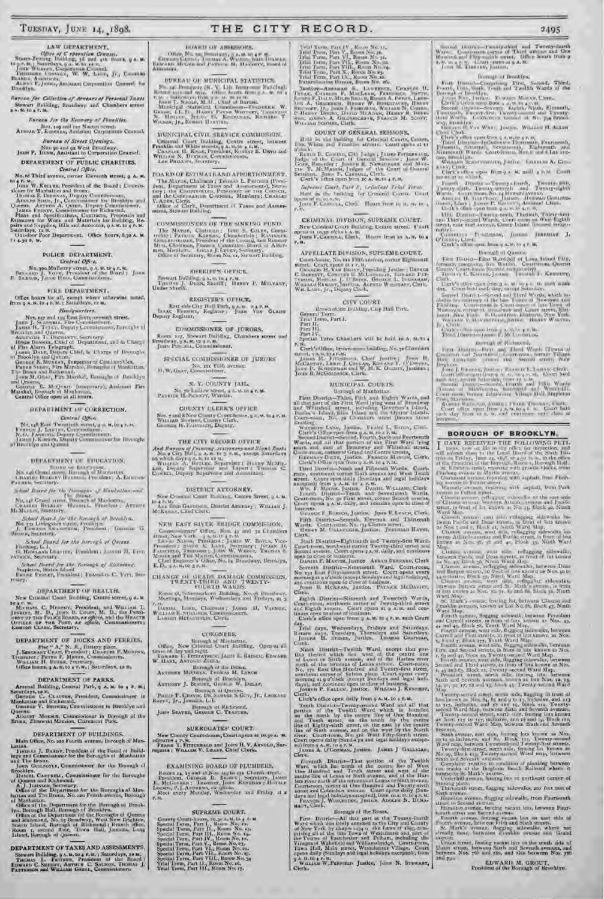## LAW DEPARTMENT.

*Office of Corporation Counsel.*

Staats-Zeitung Building, 3d and 4th floors, 9 A. M. to 5 P. M.; Saturdays, 9 A. M. to 12 M.

John Whalen, Corporation Counsel.

Theodore Connoly, W. W. Ladd, Jr., Charles Blandy, Assistants.

Albert F. Jenks, Assistant Corporation Counsel for Brooklyn.

*Bureau for Collection of Arrears of Personal Taxes*

Stewart Building, Broadway and Chambers street 9 A. M. to 4 P. M.

*Bureau for the Recovery of Penalties.*

Nos. 119 and 121 Nassau street.

Adrian T. Kiernan, Assistant Corporation Counsel.

*Bureau of Street Openings.*

Nos. 90 and 92 West Broadway.

John P. Dunn, Assistant to Corporation Counsel.

## DEPARTMENT OF PUBLIC CHARITIES.

*Central Office.*

No. 66 Third avenue, corner Eleventh street, 9 A. M. to 4 P. M.

John W. Keller, President of the Board; Commissioner for Manhattan and Bronx.

Thomas S. Brennan, Deputy Commissioner.

Adolph Simis, Jr., Commissioner for Brooklyn and Queens. Arthur J. Dunn, Deputy Commissioner.

James Feeny, Commissioner for Richmond.

Plans and Specifications, Contracts, Proposals and Estimates for Work and Materials for Building, Repairs and Supplies, Bills and Accounts, 9 A. M. to 4 P. M. Saturdays, 12 M.

Out-door Poor Department. Office hours, 8.30 A. M. to 4.30 P. M.

## POLICE DEPARTMENT.

*Central Office.*

No. 300 Mulberry street, 9 A. M. to 4 P. M.

Bernard J. York, President of the Board; John B. Sexton, Jacob Hess, Commissioners.

## FIRE DEPARTMENT.

Office hours for all, except where otherwise noted, from 9 A. M. to 4 P. M.; Saturdays, 12 M.

*Headquarters.*

Nos. 157 and 159 East Sixty-seventh street.

John J. Scannell, Fire Commissioner.

James H. Tully, Deputy Commissioner, Boroughs of Brooklyn and Queens.

Augustus T. Docharty, Secretary.

Hugh Bonner, Chief of Department, and in Charge of Fire Alarm Telegraph.

James Dale, Deputy Chief, in Charge of Boroughs of Brooklyn and Queens.

George E. Murray, Inspector of Combustibles.

Peter Seery, Fire Marshal, Boroughs of Manhattan, The Bronx and Richmond.

John M. Gray, Fire Marshal, Boroughs of Brooklyn and Queens.

George E. McQuade (temporary), Assistant Fire Marshal, Borough of Manhattan.

Central Office open at all hours.

## DEPARTMENT OF CORRECTION.

*Central Office.*

No. 148 East Twentieth street, 9 A. M. to 4 P. M.

Francis J. Lantry, Commissioner.

N. O. Fanning, Deputy Commissioner.

James J. Kirwin, Deputy Commissioner for Borough of Brooklyn and Queens.

## DEPARTMENT OF EDUCATION.

Board of Education.

No. 146 Grand street, Borough of Manhattan.

Charles Bulkley Hubbell, President; A. Emerson Palmer, Secretary.

*School Board for the Boroughs of Manhattan and The Bronx.*

No. 146 Grand street, Borough of Manhattan.

Charles Bulkley Hubbell, President; Arthur McMullin, Secretary.

*School Board for the Borough of Brooklyn.*

No. 131 Livingston street, Brooklyn.

J. Edward Swanstrom, President; George G. Brown, Secretary.

*School Board for the Borough of Queens.*

Flushing, L. I.

G. Howland Leavitt, President; Joseph H. Fitzpatrick, Secretary.

*School Board for the Borough of Richmond.*

Stapleton, Staten Island.

Frank Perlet, President; Frankelyn C. Vitt, Secretary.

## DEPARTMENT OF HEALTH.

New Criminal Court Building, Centre street, 9 A. M. to 4 P. M.

Michael C. Murphy, President, and William T. Jenkins, M. D., John B. Coley, M. D., the President of the Police Board, *ex-officio*, and the Health Officer of the Port, *ex officio*, Commissioners; Emmons Clark, Secretary.

## DEPARTMENT OF DOCKS AND FERRIES.

Pier "A" N. R., Battery place.

J. Sergeant Cram, President; Charles F. Murphy, Treasurer; Peter F. Meyer, Commissioners.

William H. Burke, Secretary.

Office hours, 9 A. M. to 4 P. M.; Saturdays, 12 M.

## DEPARTMENT OF PARKS.

Arsenal Building, Central Park, 9 A. M. to 4 P. M.; Saturdays, 12 M.

George C. Clausen, President, Commissioner in Manhattan and Richmond.

George V. Brower, Commissioner in Brooklyn and Queens.

August Moebus, Commissioner in Borough of the Bronx, Zbrowski Mansion, Claremont Park.

## DEPARTMENT OF BUILDINGS.

Main Office, No. 220 Fourth avenue, Borough of Manhattan.

Thomas J. Brady, President of the Board of Buildings and Commissioner for the Boroughs of Manhattan and The Bronx.

John Guilfoyle, Commissioner for the Borough of Brooklyn.

Daniel Campbell, Commissioner for the Boroughs of Queens and Richmond.

A. J. Johnson, Secretary.

Office of the Department for the Boroughs of Manhattan and The Bronx, No. 220 Fourth avenue, Borough of Manhattan.

Office of the Department for the Borough of Brooklyn, Borough Hall, Borough of Brooklyn.

Office of the Department for the Boroughs of Queens and Richmond, No. 25 Broadway, West New Brighton, Staten Island, Borough of Richmond; Branch office, Room 1, second floor, Town Hall, Jamaica, Long Island, Borough of Queens.

## DEPARTMENT OF TAXES AND ASSESSMENTS.

Stewart Building, 9 A. M. to 4 P. M.; Saturdays, 12 M.

Thomas L. Feitner, President of the Board; Edward C. Sheehy, Arthur C. Salmon, Thomas J. Patterson and William Greel, Commissioners.

## BOARD OF ASSESSORS.

Office, No. 320 Broadway, 9 A. M. to 4 P. M.

Edward Cahill, Thomas A. Wilson, John Delmar, Edward McCue and Patrick M. Haverty, Board of Assessors.

## BUREAU OF MUNICIPAL STATISTICS.

No. 346 Broadway (N. Y. Life Insurance Building). Room 1011 and 1012. Office hours from 9 A. M. to 4 P. M.; Saturdays, from 9 A. M. to 12 M.

John T. Nagle, M. D., Chief of Bureau.

Municipal Statistical Commission—Frederick W. Grosse, LL. D., Harry Payne Whitney, Thornton N. Motley, Julius G. Kugelman, Richard T. Wilson, Jr., Robert Hartley.

## MUNICIPAL CIVIL SERVICE COMMISSION.

Criminal Court Building, Centre street, between Franklin and White streets, 9 A. M. to 4 P. M.

Charles H. Knox, President, Robert E. Deyo and William N. Dykman, Commissioners.

Lee Phillips, Secretary.

## BOARD OF ESTIMATE AND APPORTIONMENT.

The Mayor, Chairman; Thomas L. Feitner (President, Department of Taxes and Assessments), Secretary; the Comptroller, President of the Council, and the Corporation Counsel, Members; Charles V. Adee, Clerk.

Office of Clerk, Department of Taxes and Assessments, Stewart Building.

## COMMISSIONERS OF THE SINKING FUND.

The Mayor, Chairman; Bird S. Coler, Comptroller; Patrick Keenan, Chamberlain; Randolph Guggenheimer, President of the Council, and Robert Muh, Chairman, Finance Committee, Board of Aldermen, Members; Edgar J. Levey, Secretary.

Office of Secretary, Room No. 11, Stewart Building.

## SHERIFF'S OFFICE.

Stewart Building, 9 A. M. to 4 P. M.

Thomas J. Dunn, Sheriff; Henry P. Mulvany, Under Sheriff.

## REGISTER'S OFFICE.

East side City Hall Park, 9 A. M. to 4 P. M.

Isaac Fromme, Register; John Von Glahn Deputy Register.

## COMMISSIONER OF JURORS.

Room 127, Stewart Building, Chambers street and Broadway, 9 A. M. to 4 P. M.

John Purcell, Commissioner.

## SPECIAL COMMISSIONER OF JURORS.

No. 111 Fifth avenue.

H. W. Gray, Commissioner.

## N. Y. COUNTY JAIL.

No. 70 Ludlow street, 9 A. M. to 4 P. M.

Patrick H. Pickett, Warden.

## COUNTY CLERK'S OFFICE.

Nos. 7 and 8 New County Court-house, 9 A. M. to 4 P. M.

William Sohmer, County Clerk.

George H. Fairbanks, Deputy.

## THE CITY RECORD OFFICE

*And Bureau of Printing, Stationery and Blank Books* No. 2 City Hall, 9 A. M. to 5 P. M., except Saturdays on which days 9 A. M. to 12 M.

William A. Butler, Supervisor; Henry McMillen, Deputy Supervisor and Expert; Thomas C. Cowell, Deputy Supervisor and Accountant.

## DISTRICT ATTORNEY.

New Criminal Court Building, Centre Street, 9 A. M. to 4 P. M.

Asa Bird Gardiner, District Attorney; William J. McKenna, Chief Clerk.

## NEW EAST RIVER BRIDGE COMMISSION.

Commissioners' Office, Nos. 49 and 51 Chambers street, New York, 9 A. M. to 4 P. M.

Lewis Nixon, President; James W. Boyle, Vice-President; John H. Lane, Secretary; Julian D. Fairchild, Thomas J. Wood, Thomas S. Moore and the Mayor, Commissioners.

Chief Engineer's Office, No. 84 Broadway, Brooklyn, E. D., 9 A. M. to 5 P. M.

## CHANGE OF GRADE DAMAGE COMMISSION, TWENTY-THIRD AND TWENTY-FOURTH WARDS.

Room 58, Schermerhorn Building, No. 96 Broadway.

Meetings, Mondays, Wednesdays and Fridays, at 3 P. M.

Daniel Lord, Chairman; James M. Varnum, William E. Stillings, Commissioners.

Lamont McLoughlin, Clerk.

## CORONERS.

Borough of Manhattan.

Office, New Criminal Court Building. Open at all times of day and night.

Edward T. Fitzpatrick, Jacob E. Bausch, Edward W. Hart, Antony Zucca.

Borough of the Bronx.

Anthony McOwen, Thomas M. Lynch

Borough of Brooklyn.

Anthony J. Burger, George W. Delap.

Borough of Queens.

Philip T. Cronin, Dr. Samuel S. Guy, Jr., Leonard Ruoff, Jr., Jamaica, L. I.

Borough of Richmond.

John Seaver, George C. Traeter.

## SURROGATES' COURT.

New County Court-house, Court opens at 10.30 A. M. adjourns 4 P. M.

Frank T. Fitzgerald and John H. V. Arnold, Surrogates; William V. Leary, Chief Clerk.

## EXAMINING BOARD OF PLUMBERS.

Rooms 14, 15 and 16 Nos. 149 to 151 Church street. President, George B. Brown; Secretary, James E. McGovern; Treasurer, John Renehan; Horace Loomis, P. J. Andrews, ex-officio.

Meet every Monday, Wednesday and Friday at 2 P. M.

## SUPREME COURT.

County Court-house, 10.30 A. M. to 4 P. M.

Special Term, Part I., Room No. 12.

Special Term, Part II., Room No. 15.

Special Term, Part III., Room No. 19.

Special Term, Part IV., Room No. 16.

Special Term, Part V., Room No. 23.

Special Term, Part VI., Room No. 21.

Special Term, Part VII., Room No. 25.

Special Term, Part VIII., Room No. 34.

Trial Term, Part II., Room No. 20.

Trial Term, Part III., Room No. 17.

Trial Term, Part IV., Room No. 18.

Trial Term, Part V., Room No. 32.

Trial Term, Part VI., Room No. 31.

Trial Term, Part VII., Room No. 20.

Trial Term, Part VIII., Room No. 24.

Trial Term, Part X., Room No. 23.

Trial Term, Part IX., Room No. 22.

Naturalization Bureau, Room No. 26.

*Justices*—Abraham R. Lawrence, Charles H. Truax, Charles H. Van Brunt, Frederick Smyth, Edward F. Daly, Miles Beach, Roger A. Pryor, Lawrence A. Giegerich, Henry W. Bookstaver, Henry Bischoff, Jr., John J. Freedman, William N. Cohen, P. Henry Dugro, David McAdam, Henry R. Beekman, Leonard A. Giegerich, Francis M. Scott, William Sheehan, Clerk.

## COURT OF GENERAL SESSIONS.

Held in the building for Criminal Courts, Centre, Elm, White and Franklin streets. Court opens at 11 o'clock.

Rufus B. Cowing, City Judge; James Fitzgerald, Judge of the Court of General Sessions; John W. Goff, Recorder; Joseph E. Newburger and Martin T. McMahon, Judges of the Court of General Sessions. John F. Carroll, Clerk.

Clerk's office open from 10 A. M. to 4 P. M.

*Supreme Court, Part I., Criminal Trial Term.*

Held in the building for Criminal Courts. Court opens at 10.30 o'clock A. M.

John F. Carroll, Clerk. Hours from 10 A. M. to 4 P. M.

## CRIMINAL DIVISION, SUPREME COURT.

New Criminal Court Building, Centre street. Court opens at 10.30 o'clock A. M.

John F. Carroll, Clerk. Hours from 10 A. M. to 4 P. M.

## APPELLATE DIVISION, SUPREME COURT.

Court-house, No. 111 Fifth avenue, corner Eighteenth street. Court opens at 1 P. M.

Charles H. Van Brunt, Presiding Justice; George C. Barrett, Chester B. McLaughlin, Edward Patterson, Morgan J. O'Brien, George L. Ingraham, William Rumsey, Justices. Alfred Wagstaff, Clerk. Wm. Lamb, Jr., Deputy Clerk.

## CITY COURT.

Brown-stone Building, City Hall Park.

General Term.

Trial Term, Part I.

Part II.

Part III.

Part IV.

Special Term Chambers will be held 10 A. M. to 4 P. M.

Clerk's Office, brown-stone building, No. 32 Chambers street, 9 A. M. to 4 P. M.

James M. Fitzsimons, Chief Justice; John H. McCarthy, Lewis J. Conlan, Edward F. O'Dwyer, John P. Schuchman and W. M. K. Olcott, Justices; John B. McGoldrick, Clerk.

## MUNICIPAL COURTS.

Borough of Manhattan.

First District—Third, Fifth and Eighth Wards, and all that part of the First Ward lying west of Broadway and Whitehall street, including Governor's Island, Bedloe's Island, Ellis Island and the Oyster Islands. Court-room, No. 59 Chambers street (brown stone building).

Wauhope Lynn, Justice. Frank L. Bacon, Clerk.

Clerk's Office open from 9 A. M. to 4 P. M.

Second District—Second, Fourth, Sixth and Fourteenth Wards, and all that portion of the First Ward lying south and east of Broadway and Whitehall street. Court-room, corner of Grand and Centre streets.

Herman Bolte, Justice. Francis Mangin, Clerk.

Clerk's Office open from 9 A. M. to 4 P. M.

Third District—Ninth and Fifteenth Wards. Court-room, southwest corner Sixth avenue and West Tenth street. Court open daily (Sundays and legal holidays excepted) from 9 A. M. to 4 P. M.

Wm. F. Moore, Justice. Daniel Williams, Clerk.

Fourth District—Tenth and Seventeenth Wards. Court-room, No. 30 First street, corner Second avenue. Court opens 9 A. M. daily, and remains open to close of business.

George F. Roesch, Justice. John E. Lynch, Clerk.

Fifth District—Seventh, Eleventh and Thirteenth Wards. Court-room, No. 154 Clinton street.

Henry M. Goldfogle, Justice. Jeremiah Hayes, Clerk.

Sixth District—Eighteenth and Twenty-first Wards. Court-room, northwest corner Twenty-third street and Second avenue. Court opens 9 A. M. daily, and continues open to close of business.

Daniel F. Martin, Justice. Abram Bernard, Clerk.

Seventh District—Nineteenth Ward. Court-room, No. 151 East Fifty-seventh street. Court opens every morning at 9 o'clock (except Sundays and legal holidays), and continues open to close of business.

John R. McKean, Justice. Patrick McDavitt, Clerk.

Eighth District—Sixteenth and Twentieth Wards. Court-room, northwest corner of Twenty-third street and Eighth avenue. Court opens at 9 A. M. and continues open to close of business.

Clerk's office open from 9 A. M. to 4 P. M. each Court day.

Trial days, Wednesdays, Fridays and Saturdays. Return days, Tuesdays, Thursdays and Saturdays.

Joseph H. Stiner, Justice. Thomas Coleman, Clerk.

Ninth District—Twelfth Ward, except that portion thereof which lies west of the centre line of Lenox or Sixth avenue, and of the Harlem river north of the terminus of Lenox avenue. Court-room, No. 170 East One Hundred and Twenty-first street, southeast corner of Sylvan place. Court opens every morning at 9 o'clock (except Sundays and legal holidays), and continues open to close of business.

Joseph P. Fallon, Justice. William J. Kennedy, Clerk.

Clerk's office open daily from 9 A. M. to 4 P. M.

Tenth District—Twenty-second Ward and all that portion of the Twelfth Ward which is bounded on the north by the centre line of One Hundred and Tenth street, and west of the centre line of Lenox or Sixth avenue, and of the Harlem river north of the terminus of Lenox or Sixth avenue. Court-room, No. 314 West Fifty-fourth street. Court opens every morning at 9 o'clock (except Sundays and legal holidays excepted), from 9 A. M. to 4 P. M.

James A. O'Gorman, Justice. James J. Galligan, Clerk.

Eleventh District—That portion of the Twelfth Ward which lies north of the centre line of West One Hundred and Tenth street and west of the centre line of Lenox or Sixth avenue, and of the Harlem river north of the terminus of Lenox or Sixth avenue. Court-room, corner of One Hundred and Twenty-sixth street and Columbus avenue. Court opens daily (Sundays and legal holidays excepted), from 9 A. M. to 4 P. M.

Francis J. Worcester, Justice. Adolph N. Dumahaut, Clerk.

Borough of the Bronx.

First District—All that part of the Twenty-fourth Ward which was lately annexed to the City and County of New York by chapter 934 of the Laws of 1895, comprising all of the late Town of Westchester and part of the Towns of Eastchester and Pelham, including the Villages of Wakefield and Williamsbridge. Court-room, Town Hall, Main street, Westchester Village. Court opens daily (Sundays and legal holidays excepted), from 9 A. M. to 4 P. M.

William W. Penfield, Justice. John N. Stewart, Clerk.

Second District—Twenty-third and Twenty-fourth Wards. Court-room corner of Third avenue and One Hundred and Fifty-eighth street. Office hours from 9 A. M. to 4 P. M. Court opens at 9 A. M.

John M. Tierney, Justice.

Borough of Brooklyn.

First District—Comprising First, Second, Third, Fourth, Fifth, Sixth, Tenth and Twelfth Wards of the Borough of Brooklyn.

Jacob Neu, Justice. Edward Moran, Clerk.

Clerk's office open from 9 A. M. to 4 P. M.

Second District—Seventh, Eighth, Ninth, Eleventh, Twentieth, Twenty-first, Twenty-second and Twenty-third Wards. Court-room located at No. 794 Broadway, Brooklyn.

Gerard B. Van Wart, Justice. William H. Allen Chief Clerk.

Clerk's office open from 9 A. M. to 4 P. M.

Third District—Includes the Thirteenth, Fourteenth, Fifteenth, Sixteenth, Seventeenth, Eighteenth and Nineteenth Wards. Court-room, Nos. 6 and 8 Lee avenue, Brooklyn.

William Schnitzspan, Justice. Charles A. Conrad, Clerk.

Clerk's office open from 9 A. M. until 4 P. M. Court opens at 10 o'clock.

Fourth District—Twenty-fourth, Twenty-fifth, Twenty-sixth, Twenty-seventh and Twenty-eighth Wards. Court-room, No. 14 Howard avenue.

Thomas H. Williams, Justice. Herman Gerlinghouse, Clerk; James P. Sinnott, Assistant Clerk.

Clerk's office open from 9 A. M. to 4 P. M.

Fifth District—Twenty-ninth, Thirtieth, Thirty-first and Thirty-second Wards. Court-room on West Eighth street, near Surf avenue, Coney Island (leased temporarily).

Cornelius Furgueson, Justice. Jeremiah J. O'Leary, Clerk.

Clerk's office open from 9 A. M. to 4 P. M.

Borough of Queens.

First District—First Ward (all of Long Island City, formerly composing five Wards). Court-room, Queens County Court-house (leased temporarily).

Thomas C. Kadien, Justice. Thomas F. Kennedy, Clerk.

Clerk's office open from 9 A. M. to 4 P. M. each week day. Court held each day, except Saturday.

Second District—Second and Third Wards, which includes the territory of the Towns of Newtown and Flushing. Court-room in Court-house of late Town of Newtown, corner of Broadway and Court street, Elmhurst, New York. P. O. address, Elmhurst, New York.

William Rasquin, Jr., Justice. Henry Walter, Jr., Clerk.

Clerk's office open from 9 A. M. to 4 P. M.

Third District—Fourth and Fifth Wards (Towns of Jamaica, Hempstead, and Oyster Bay). Court-room, Town Hall, Jamaica. P. O. address, Jamaica, New York.

James F. McLaughlin, Justice. Luke J. Connorton, Clerk.

Clerk's office open from 9 A. M. to 4 P. M.

Borough of Richmond.

First District—First and Third Wards (Towns of Castleton and Northfield). Court-room, former Village Hall, Lafayette avenue and Second street, New Brighton.

John J. Kenney, Justice. Fenwick Lamb, Clerk.

Clerk's office open from 9 A. M. to 4 P. M. Court held each day, except Saturday, from 10 A. M.

Second District—Second, Fourth and Fifth Wards (Towns of Middletown, Southfield and Westfield). Court-room, former Edgewater Village Hall, Stapleton Park, Stapleton.

George Brand, Justice; Peter Tiernan, Clerk.

Court office open from 9 A. M. to 4 P. M. Court held each day from 10 A. M., and continues until close of business.

## BOROUGH OF BROOKLYN.

I HAVE RECEIVED THE FOLLOWING PETITIONS, now on file in my office for inspection, and will submit them to the Local Board of the Sixth District on Friday, June 24, 1898, at 4.30 P. M., in the office of the President of the Borough, Room 1, Borough Hall.

St. Marks avenue, repaving with granite blocks, from Flushing avenue to Myrtle avenue.

Gardiner avenue, repaving with asphalt, from Flushing avenue to Fulton street.

Waverly avenue, repaving with asphalt, from Park avenue to Fulton street.

Classon avenue, reflagging sidewalks on the east side of Classon avenue, between Atlantic avenue and Pacific street, in front of lot known as No. 13, Block 30, Ninth Ward Map.

Classon avenue, east side, reflagging sidewalks between Pacific and Dean streets, in front of lots known as Nos. 14 and 15, Block 30, Ninth Ward Map.

Classon avenue, west side, reflagging sidewalks between Atlantic avenue and Pacific street, in front of lots known as Nos. 68 and 69, Block 36, Ninth Ward Map.

Classon avenue, west side, between Pacific and Dean streets, in front of lot known as No. 59, Block 36, Ninth Ward Map.

Classon avenue, reflagging sidewalks, between Dean and Bergen streets, in front of lots known as Nos. 42 to 44 inclusive, Block 36, Ninth Ward Map.

Classon avenue, west side, reflagging sidewalks, between Prospect place and St. Mark's avenue, in front of lots known as Nos. 89, 81, 83 and 84, Block 38, Ninth Ward Map.

St. Mark's avenue, fencing lot, between Classon and Franklin avenues, known as Lot No. 88, Block 47, Ninth Ward Map.

Fourth avenue, flagging sidewalk, between President and Carroll streets, in front of lots known as Nos. 45, 44 and 45, Block 76, Tenth Ward Map.

Fourth avenue, west side, flagging sidewalks, between Carroll and First streets, in front of lots known as Nos. 5, 6 and 7, Block 277, Tenth Ward Map.

Fourth avenue, west side, flagging sidewalks, between First and Second streets, in front of lots known as Nos. 1, 6 and 40, Block 12, Twenty-second Ward Map.

Fourth avenue, east side, flagging sidewalks, between Second and Third streets, in front of lots known as Nos. 4, 9 and 65, Block 11, Twenty-second Ward Map.

President street, north side, fencing lots, between Sixth and Seventh avenues, known as lots Nos. 12, 13, 14, 20, 21, 22 and 23, Block 45, Twenty-second Ward Map.

Twenty-second street, north side, flagging in front of lots known as Nos. 84, 85 and 91 to 95, inclusive, and 113 to 117, inclusive, and 57 and 59, Block 112, Twenty-second Ward Map, between Sixth and Seventh avenues.

Twenty-second street, north side, fencing lots known as Nos. 117 to 127, inclusive, and 18 and 19, Block 112, Twenty-second Ward Map, between Sixth and Seventh avenues.

Sixth avenue, east side, fencing lots known as Nos. 39 to 42 inclusive, and 80, Block 113, Twenty-second Ward Map, between Twentieth and Twenty-first streets.

Twenty-first street, north side, fencing lot known as No. 95, Block 113, Twenty-second Ward Map, between Sixth and Seventh avenues.

Complaint relative to condition of planking between the tracks of the Brighton Beach Railroad where it traverses St. Mark's avenue.

Underhill avenue, fencing lot at northeast corner of Sterling place.

Thirteenth street, flagging sidewalks, 200 feet east of Sixth avenue.

Hamilton avenue, flagging sidewalk, from Fourteenth street to Second avenue.

Franklin avenue, fencing vacant lots, between Fourteenth street and Second avenue.

Fourth avenue, fencing vacant lots on east side of Fourth avenue, between Fifth and Sixth streets.

St. Mark's avenue, flagging sidewalks, where not already done, between Franklin avenue and Grand avenue.

Union street, fencing vacant lots on the south side of Union street, between Sixth and Seventh avenues, and between Nos. 706 and 780, and also between No. 786 and 792.

EDWARD M. GROUT,
President of the Borough of Brooklyn.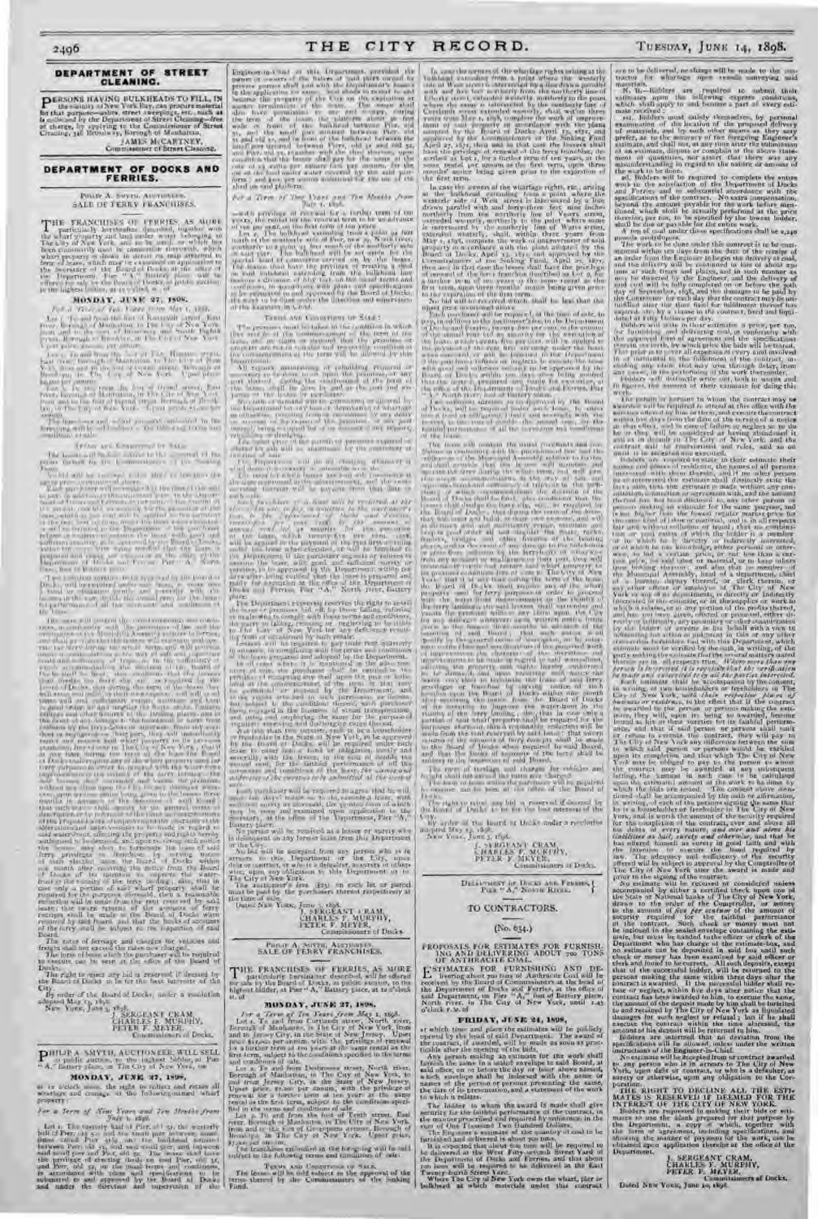## DEPARTMENT OF STREET CLEANING.

PERSONS HAVING BULKHEADS TO FILL, IN the vicinity of New York Bay, can procure material for that purpose—ashes, street sweepings, etc., such as is collected by the Department of Street Cleaning—free of charge, by applying to the Commissioner of Street Cleaning, 146 Broadway, Borough of Manhattan.

JAMES McCARTNEY,
Commissioner of Street Cleaning.

## DEPARTMENT OF DOCKS AND FERRIES.

PHILIP A. SMYTH, AUCTIONEER.
SALE OF FERRY FRANCHISES.

THE FRANCHISES OF FERRIES, AS MORE particularly hereinafter described, will be offered for sale by the Board of Docks, at public auction, to the highest bidder, at Pier "A," Battery place, at 12 o'clock m., on

MONDAY, JUNE 27, 1898.

TERMS AND CONDITIONS OF SALE.

J. SERGEANT CRAM,
CHARLES F. MURPHY,
PETER F. MEYER,
Commissioners of Docks.

PHILIP A. SMYTH, AUCTIONEER, WILL SELL at public auction, to the highest bidder, at Pier "A," Battery place, in The City of New York, on

MONDAY, JUNE 27, 1898,

at 12 o'clock noon, the right to collect and retain all wharfage and cranage at the following-named wharf property:

*For a Term of Nine Years and Ten Months from July 1, 1898.*

TERMS AND CONDITIONS OF SALE.

J. SERGEANT CRAM,
CHARLES F. MURPHY,
PETER F. MEYER,
Commissioners of Docks.

PHILIP A. SMYTH, AUCTIONEER.
SALE OF FERRY FRANCHISES.

THE FRANCHISES OF FERRIES, AS MORE particularly hereinafter described, will be offered for sale by the Board of Docks, at public auction, to the highest bidder, at Pier "A," Battery place, at 12 o'clock m., on

MONDAY, JUNE 27, 1898,

*For a Term of Ten Years from May 1, 1898.*

Lot 1. To and from Cortlandt street, North river, Borough of Manhattan, in The City of New York, from and to Jersey City, in the State of New Jersey.

TERMS AND CONDITIONS OF SALE.

J. SERGEANT CRAM,
CHARLES F. MURPHY,
PETER F. MEYER,
Commissioners of Docks.

DEPARTMENT OF DOCKS AND FERRIES,
PIER "A," NORTH RIVER.

## TO CONTRACTORS.

(No. 634.)

PROPOSALS FOR ESTIMATES FOR FURNISHING AND DELIVERING ABOUT 700 TONS OF ANTHRACITE COAL.

ESTIMATES FOR FURNISHING AND DELIVERING about 700 tons of Anthracite Coal will be received by the Board of Commissioners at the head of the Department of Docks and Ferries, at the office of said Department, on Pier "A," foot of Battery place, North river, in The City of New York, until 12 o'clock m. on

FRIDAY, JUNE 24, 1898,

at which time and place the estimates will be publicly opened by the head of said Department.

THE RIGHT TO DECLINE ALL THE ESTIMATES IS RESERVED IF DEEMED FOR THE INTEREST OF THE CITY OF NEW YORK.

J. SERGEANT CRAM,
CHARLES F. MURPHY,
PETER F. MEYER,
Commissioners of Docks.

Dated New York, June 10, 1898.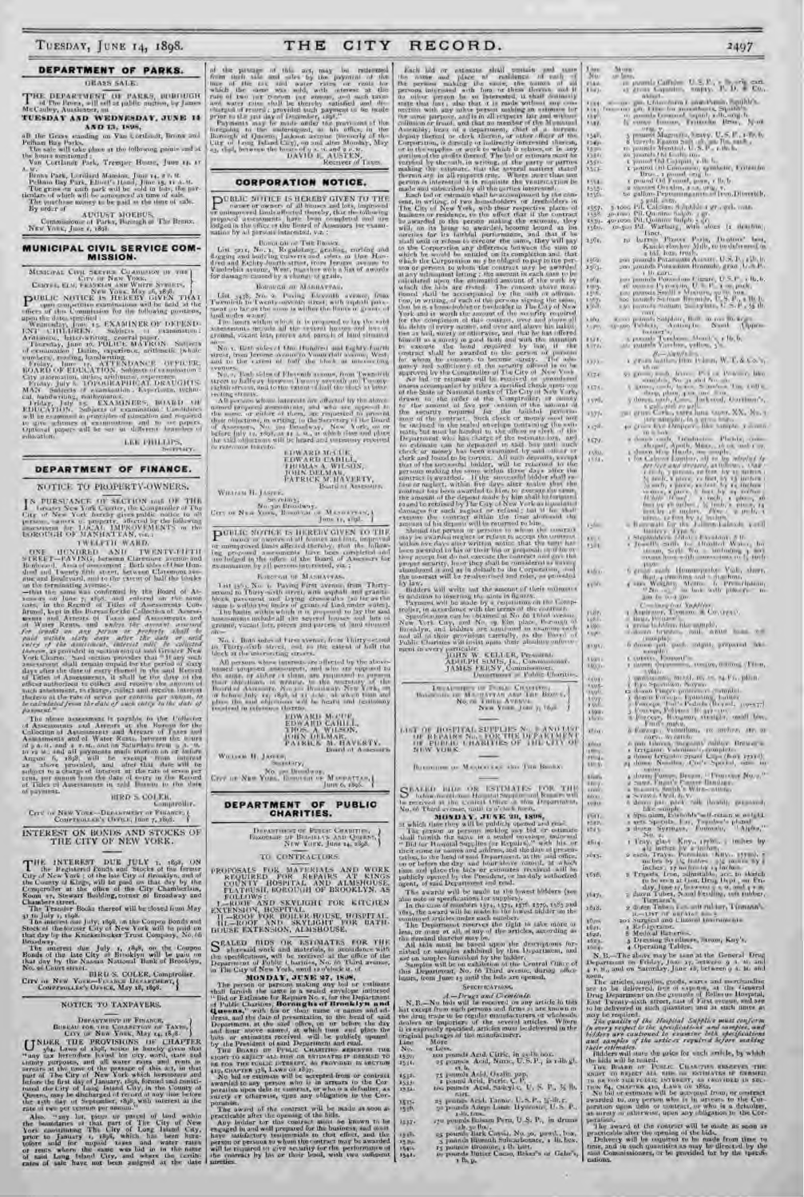## DEPARTMENT OF PARKS.

GRASS SALE.

THE DEPARTMENT OF PARKS, BOROUGH of The Bronx, will sell at public auction, by James McCauley, Auctioneer, on

**TUESDAY AND WEDNESDAY, JUNE 14 AND 15, 1898,**

all the Grass standing on Van Cortlandt, Bronx and Pelham Bay Parks.

The sale will take place at the following points and at the hours mentioned:

Van Cortlandt Park, Tremper House, June 14, 11 A.M.

Bronx Park, Lorillard Mansion, June 14, 2 P.M.

Pelham Bay Park, Elliott's Hotel, June 15, 11 A.M.

The grass on each park will be sold in lots, the particulars of which will be announced at time of sale.

The purchase money to be paid at the time of sale.

By order of

AUGUST MOEBUS,
Commissioner of Parks, Borough of The Bronx.

NEW YORK, June 1, 1898.

## MUNICIPAL CIVIL SERVICE COMMISSION.

MUNICIPAL CIVIL SERVICE COMMISSION OF THE CITY OF NEW YORK,
CENTRE, ELM, FRANKLIN AND WHITE STREETS,
New York, May 26, 1898.

PUBLIC NOTICE IS HEREBY GIVEN THAT open competitive examinations will be held at the offices of this Commission for the following positions, upon the dates specified:

Wednesday, June 15. EXAMINER OF DEFECTIVE CHILDREN. Subjects of examination: Arithmetic, letter-writing, general paper.

Tuesday, June 21. POLICE MATRON. Subjects of examination: Duties, experience, arithmetic (whole numbers), reading, handwriting.

Friday, June 17. ATTENDANCE OFFICER, BOARD OF EDUCATION. Subjects of examination: City geography, duties, arithmetic, experience.

Friday, July 1. TOPOGRAPHICAL DRAUGHTSMAN. Subjects of examination: Experience, technical, handwriting, mathematics.

Friday, July 15. EXAMINERS, BOARD OF EDUCATION. Subjects of examination: Candidates will be examined in principles of education and required to give answers to examinations and to set papers. Optional papers will be set in different branches of education.

LEE PHILLIPS,
Secretary.

## DEPARTMENT OF FINANCE.

NOTICE TO PROPERTY-OWNERS.

IN PURSUANCE OF SECTION 1018 OF THE Greater New York Charter, the Comptroller of The City of New York hereby gives public notice to all persons, owners of property, affected by the following assessment for LOCAL IMPROVEMENTS in the BOROUGH OF MANHATTAN, viz.:

TWELFTH WARD.

ONE HUNDRED AND TWENTY-FIFTH STREET—PAVING, between Claremont avenue and Boulevard. Area of assessment: Both sides of One Hundred and Twenty-fifth street, between Claremont avenue and Boulevard, and to the extent of half the blocks on the terminating avenues.

—that the same was confirmed by the Board of Assessors on June 7, 1898, and entered on the same date in the Record of Titles of Assessments Confirmed, kept in the Bureau for the Collection of Assessments and Arrears of Taxes and Assessments and of Water Rents, and *unless the amount assessed for benefit on any person or property shall be paid within sixty days after the date of said entry of the assessment, interest will be collected thereon*, as provided in section 1019 of said Greater New York Charter. Said section provides that "if any such assessment shall remain unpaid for the period of sixty days after the date of entry thereof in the said Record of Titles of Assessments, it shall be the duty of the officer authorized to collect and receive the amount of such assessment, to charge, collect and receive interest thereon at the rate of seven per centum per annum, *to be calculated from the date of such entry to the date of payment.*"

The above assessment is payable to the Collector of Assessments and Arrears at the Bureau for the Collection of Assessments and Arrears of Taxes and Assessments and of Water Rents, between the hours of 9 A.M. and 2 P.M., and on Saturdays from 9 A.M. to 12 M., and all payments made thereon on or before August 6, 1898, will be exempt from interest as above provided, and after that date will be subject to a charge of interest at the rate of seven per centum per annum from the date of entry in the Record of Titles of Assessments in said Bureau to the date of payment.

BIRD S. COLER,
Comptroller.

CITY OF NEW YORK—DEPARTMENT OF FINANCE, COMPTROLLER'S OFFICE, June 7, 1898.

### INTEREST ON BONDS AND STOCKS OF THE CITY OF NEW YORK.

THE INTEREST DUE JULY 1, 1898, ON the Registered Bonds and Stocks of the former City of New York; of the late City of Brooklyn, and of the County of Kings, will be paid on that day by the Comptroller at the office of the City Chamberlain, Room 11, Stewart Building, corner of Broadway and Chambers street.

The Transfer Books thereof will be closed from May 31 to July 1, 1898.

The interest due July, 1898, on the Coupon Bonds and Stock of the former City of New York will be paid on that day by the Knickerbocker Trust Company, No. 66 Broadway.

The interest due July 1, 1898, on the Coupon Bonds of the late City of Brooklyn will be paid on that day by the Nassau National Bank of Brooklyn, No. 26 Court street.

BIRD S. COLER, Comptroller.

CITY OF NEW YORK—FINANCE DEPARTMENT, COMPTROLLER'S OFFICE, May 18, 1898.

### NOTICE TO TAXPAYERS.

DEPARTMENT OF FINANCE,
BUREAU FOR THE COLLECTION OF TAXES,
CITY OF NEW YORK, May 14, 1898.

UNDER THE PROVISIONS OF CHAPTER 364, Laws of 1898, notice is hereby given that "any tax heretofore levied for city, ward, state and county purposes, and all water rates and rents in arrears at the time of the passage of this act, in that part of The City of New York which heretofore and before the first day of January, 1898, formed and constituted the City of Long Island City, in the County of Queens, may be discharged of record at any time before the 15th day of September, 1898, with interest at the rate of two per centum per annum."

Also, "any lot, piece or parcel of land within the boundaries of that part of The City of New York constituting The City of Long Island City, prior to January 1, 1898, which has been heretofore sold for unpaid taxes and water rates or rents where the same was bid in to the name of said Long Island City, and where the certificates of sale have not been assigned at the date of the passage of this act, may be redeemed from such sale and sales by the payment of the face of the tax and water rates or rents for which the same was sold, with interest at the rate of two per centum per annum, and such taxes and water rates shall be thereby satisfied and discharged of record; provided such payment to be made prior to the 31st day of December, 1898."

Payments may be made under the provisions of the foregoing to the undersigned, at his office, in the Borough of Queens, Jackson avenue (formerly of the City of Long Island City), on and after Monday, May 23, 1898, between the hours of 9 A.M. and 2 P.M.

DAVID E. AUSTEN,
Receiver of Taxes.

## CORPORATION NOTICE.

PUBLIC NOTICE IS HEREBY GIVEN TO THE owner or owners of all houses and lots, improved or unimproved lands affected thereby, that the following proposed assessments have been completed and are lodged in the office of the Board of Assessors for examination by all persons interested, viz.:

BOROUGH OF THE BRONX.

List 5014, No. 1. Regulating, grading, curbing and flagging and building culverts and sewers in One Hundred and Eighty-fourth street, from Jerome avenue to Vanderbilt avenue, West, together with a list of awards for damages caused by a change of grade.

BOROUGH OF MANHATTAN.

List 5438, No. 2. Paving Eleventh avenue, from Twentieth to Twenty-seventh street, with asphalt pavement on top of the same to within the lines of grants of land under water.

The limits within which it is proposed to lay the said assessments include all the several houses and lots of ground, vacant lots, pieces and parcels of land situated on—

No. 1. Both sides of One Hundred and Eighty-fourth street, from Jerome avenue to Vanderbilt avenue, West, and to the extent of half the block at intersecting avenues.

No. 2. Both sides of Eleventh avenue, from Twentieth street to halfway between Twenty-seventh and Twenty-eighth streets, and to the extent of half the block at intersecting streets.

All persons whose interests are affected by the above-named proposed assessments, and who are opposed to the same, or either of them, are requested to present their objections, in writing, to the Secretary of the Board of Assessors, No. 320 Broadway, New York, on or before July 14, 1898, at 11 A.M., at which time and place the said objections will be heard and testimony received in reference thereto.

EDWARD MCCUE,
EDWARD CAHILL,
THOMAS A. WILSON,
JOHN DELMAR,
PATRICK M. HAVERTY,
Board of Assessors.

WILLIAM H. JASPER,
Secretary,
No. 320 Broadway.

CITY OF NEW YORK, BOROUGH OF MANHATTAN, June 13, 1898.

PUBLIC NOTICE IS HEREBY GIVEN TO THE owner or owners of all houses and lots, improved or unimproved lands affected thereby, that the following proposed assessments have been completed and are lodged in the office of the Board of Assessors for examination by all persons interested, viz.:

BOROUGH OF MANHATTAN.

List 5553, No. 1. Paving First avenue, from Thirty-second to Thirty-sixth street, with asphalt pavement on granite block pavement, to and including the same to within the lines or grants of land under water.

The limits within which it is proposed to lay the said assessments include all the several houses and lots of ground, vacant lots, pieces and parcels of land situated on—

No. 1. Both sides of First avenue, from Thirty-second to Thirty-sixth street, and to the extent of half the block at the intersecting streets.

All persons whose interests are affected by the above-named proposed assessment, and who are opposed to the same, or either of them, are requested to present their objections, in writing, to the Secretary of the Board of Assessors, No. 320 Broadway, New York, on or before July 12, 1898, at 11 A.M., at which time and place the said objections will be heard and testimony received in reference thereto.

EDWARD MCCUE,
EDWARD CAHILL,
THOS. A. WILSON,
JOHN DELMAR,
PATRICK M. HAVERTY,
Board of Assessors.

WILLIAM H. JASPER,
Secretary,
No. 320 Broadway.

CITY OF NEW YORK, BOROUGH OF MANHATTAN, June 6, 1898.

## DEPARTMENT OF PUBLIC CHARITIES.

DEPARTMENT OF PUBLIC CHARITIES,
BOROUGHS OF BROOKLYN AND QUEENS,
NEW YORK, June 14, 1898.

TO CONTRACTORS.

PROPOSALS FOR MATERIALS AND WORK REQUIRED FOR REPAIRS AT KINGS COUNTY HOSPITAL AND ALMSHOUSE, FLATBUSH, BOROUGH OF BROOKLYN, AS FOLLOWS:

I.—ROOF AND SKYLIGHT FOR KITCHEN EXTENSION, HOSPITAL.

II.—ROOF FOR BOILER-HOUSE, HOSPITAL.

III.—ROOF AND SKYLIGHT FOR BATH-HOUSE EXTENSION, ALMSHOUSE.

SEALED BIDS OR ESTIMATES FOR THE aforesaid work and materials, in accordance with the specifications, will be received at the office of the Department of Public Charities, No. 66 Third avenue, in The City of New York, until 10 o'clock A.M., of

**MONDAY, JUNE 27, 1898,**

The person or persons making any bid or estimate shall furnish the same in a sealed envelope indorsed "Bid or Estimate for Repairs No. 1," for the Department of Public Charities, **Boroughs of Brooklyn and Queens,**" with his or their name or names and address, and the date of presentation, to the head of said Department, at the said office, on or before the day and hour above named, at which time and place the bids or estimates received will be publicly opened by the President of said Department and read.

THE BOARD OF PUBLIC CHARITIES RESERVES THE RIGHT TO REJECT ALL BIDS OR ESTIMATES IF DEEMED TO BE FOR THE PUBLIC INTEREST, AS PROVIDED IN SECTION 64, CHAPTER 378, LAWS OF 1897.

No bid or estimate will be accepted from or contract awarded to any person who is in arrears to the Corporation upon debt or contract, or who is a defaulter, as surety or otherwise, upon any obligation to the Corporation.

The award of the contract will be made as soon as practicable after the opening of the bids.

Any bidder for this contract must be known to be engaged in and well prepared for the business, and must have satisfactory testimonials to that effect, and the person or persons to whom the contract may be awarded will be required to give security for the performance of the contract by his or their bond, with two sufficient sureties.

Each bid or estimate shall contain and state the name and place of residence of each of the persons making the same, the names of all persons interested with him or them therein, and if no other person be so interested, it shall distinctly state that fact; also that it is made without any connection with any other person making an estimate for the same purpose, and is in all respects fair and without collusion or fraud, and that no member of the Municipal Assembly, head of a department, chief of a bureau, deputy thereof or clerk therein, or other officer of the Corporation, is directly or indirectly interested therein, or in the supplies or work to which it relates, or in any portion of the profits thereof. The bid or estimate must be verified by the oath, in writing, of the party or parties making the estimate, that the several matters stated therein are in all respects true. Where more than one person is interested it is requisite the VERIFICATION be made and subscribed by all the parties interested.

Each bid or estimate shall be accompanied by the consent, in writing, of two householders or freeholders in The City of New York, with their respective places of business or residence, to the effect that if the contract be awarded to the person making the estimate, they will, on its being so awarded, become bound as his sureties for its faithful performance, and that if he shall omit or refuse to execute the same, they will pay to the Corporation any difference between the sum to which he would be entitled on its completion and that which the Corporation may be obliged to pay to the person or persons to whom the contract may be awarded at any subsequent letting; the amount in each case to be calculated upon the estimated amount of the work by which the bids are tested. The consent above mentioned shall be accompanied by the oath or affirmation, in writing, of each of the persons signing the same, that he is a householder or freeholder in The City of New York and is worth the amount of the security required for the completion of this contract, over and above all his debts of every nature, and over and above his liabilities as bail, surety or otherwise, and that he has offered himself as a surety in good faith and with the intention to execute the bond required by law. If the contract shall be awarded to the person or persons for whom the consents to become surety. The adequacy and sufficiency of the security offered is to be approved by the Comptroller of The City of New York.

No bid or estimate will be received or considered unless accompanied by either a certified check upon one of the State or National banks of The City of New York, drawn to the order of the Comptroller, or money to the amount of five per centum of the amount of the security required for the faithful performance of the contract. Such check or money must not be inclosed in the sealed envelope containing the estimate, but must be handed to the officer or clerk of the Department who has charge of the estimate-box, and no estimate can be deposited in said box until such check or money has been examined by said officer or clerk and found to be correct. All such deposits, except that of the successful bidder, will be returned to the persons making the same within three days after the contract is awarded. If the successful bidder shall refuse or neglect, within five days after notice that the contract has been awarded to him, to execute the same, the amount of the deposit made by him shall be forfeited to and be retained by The City of New York as liquidated damages for such neglect or refusal; but if he shall execute the contract within the time aforesaid the amount of his deposit will be returned to him.

Should the person or persons to whom the contract may be awarded neglect or refuse to accept the contract within five days after written notice that the same has been awarded to his or their bid or proposal, or if he or they accept but do not execute the contract and give the proper security, he or they shall be considered as having abandoned it and as in default to the Corporation, and the contract will be readvertised and relet, as provided by law.

Bidders will write out the amount of their estimates in addition to inserting the same in figures.

Payment will be made by a requisition on the Comptroller, in accordance with the terms of the contract.

Specifications can be obtained at No. 66 Third avenue, New York City, and No. 59 Elm place, Borough of Brooklyn, and bidders are cautioned to examine each and all of their provisions carefully, as the Board of Public Charities will insist upon their absolute enforcement in every particular.

JOHN W. KELLER, President,
ADOLPH SIMIS, JR., Commissioner,
JAMES FEENY, Commissioner,
Department of Public Charities.

DEPARTMENT OF PUBLIC CHARITIES,
BOROUGHS OF MANHATTAN AND THE BRONX,
No. 66 THIRD AVENUE,
NEW YORK, June 13, 1898.

LIST OF HOSPITAL SUPPLIES No. 8 AND LIST OF REPAIRS No. 1 FOR THE DEPARTMENT OF PUBLIC CHARITIES OF THE CITY OF NEW YORK.

BOROUGHS OF MANHATTAN AND THE BRONX.

SEALED BIDS OR ESTIMATES FOR THE before-named Hospital Supplies and Repairs will be received at the Central Office of the Department, No. 66 Third avenue, until 10 o'clock A.M., on

**MONDAY, JUNE 20, 1898,**

at which time they will be publicly opened and read.

The person or persons making any bid or estimate shall furnish the same in a sealed envelope, indorsed "Bid for Hospital Supplies (or Repairs)," with his or their name or names and address, and the date of presentation, to the head of said Department, at the said office, on or before the day and hour above named, at which time and place the bids or estimates received will be publicly opened by the President, or his duly authorized agent, of said Department and read.

The award will be made to the lowest bidders (see also note on specifications for supplies).

In the case of numbers 1574, 1575, 1576, 1579, 1585 and 1601, the award will be made to the lowest bidder on the combined articles under each number.

The Department reserves the right to take more or less, or none at all, of any of the articles, according as its demand therefor may be.

All bids must be based upon the descriptions furnished or samples exhibited by this Department, and not on samples furnished by the bidders.

Samples will be on exhibition at the Central Office of this Department, No. 66 Third avenue, during office hours, from June 13 until the bids are opened.

SPECIFICATIONS.

*A.—Drugs and Chemicals.*

N.B.—No bids will be received on any article in this list except from such persons and firms as are known as the drug trade to be regular manufacturers or wholesale dealers or importers of the several articles. Where it is expressly specified, articles must be delivered in the original packages of the manufacturer.

| Line No. | More or Less. |
|---|---|
| 1530. | 100 pounds Acid, Citric, in 25-lb box. |
| 1531. | 25 pounds Acid, Muriatic, C. P., in 5-lb glass s. |
| 1532. | 75 pounds Acid, Oxalic, pure. |
| 1533. | 5 pounds Acid, Picric, C. P. |
| 1534. | 100 pounds Acid, Salicylic, U. S. P., ¼ lb. cans. |
| 1535. | 25 pounds Acid, Tannic, U. S. P., ½-lb. c. |
| 1536. | 50 pounds Adeps Lanæ Hydrosus, U. S. P., 5-lb. tins. |
| 1537. | 170 pounds Balsam Peru, U. S. P., in drums of 50 lbs. |
| 1538. | 25 pounds Bark Cassia, No. 20, powd., box. |
| 1539. | 5 pounds Bismuth Subcarbonate, 1-lb. box. |
| 1540. | 15 pounds Bromine, 1-lb. bott. |
| 1541. | 10 pounds Butter Cacao, Baker's or Gaile's, 1-lb. p. |
| 1542. | 10 pounds Caffeine, U. S. P., ... |
| 1543. | 25 gross Capsules, empty, P. D. & Co., ... |
| 1544. | ... gal. Chloroform, ... Squibb's. |
| 1545. | ... gal. Elixir of ... Squibb's. |
| 1546. | ... pounds Ground ... in 5-lb. cans. |
| 1547. | ... ounce ... Frères, N. ... |
| 1548. | 5 pounds Magnesia, Heavy, U. S. P., 1-lb. b. |
| 1549. | 2 pounds Emetin ... |
| 1550. | 10 pounds Menthol, U. S. P., 1-lb. b. |
| 1551. | 25 pounds Oil Garlic, ... |
| 1552. | 10 pounds Oil Cajuput, 1-lb. b. |
| 1553. | 5 pound Oil Cinnamon, synthetic, ... Bros., 1-pound ... |
| 1554. | 25 pound Oil Fennel, pure, 1-lb. b. |
| 1555. | 10 ounces Oil ... |
| 1556. | 50 gallon Peptomangan ... of Iron, Dieterich, 1-gall. cans. |
| 1557. | 5,000 Pil. Calomel Sulphide 1 gr., gel. coat. |
| 1558. | 40,000 Pil. Quinine Sulph. 2 gr. |
| 1559. | 40,000 Pil. Quinine Sulph. 5 gr. |
| 1560. | 10,000 Pil. Warburg, with aloes (2 drachms), Tinct. |
| 1561. | 10 barrels Plaster Paris, Dentists' best, Knickerbocker Mills, to be delivered in 1-bbl. lots, fresh. |
| 1562. | 200 pounds Potassium Acetate, U. S. P., 1-lb. b. |
| 1563. | 200 pounds Potassium Bromide, gran., U. S. P., 1-lb. cans. |
| 1564. | 100 pounds Potassium Citrate, U. S. P., 1-lb. b. |
| 1565. | 25 ounce Pyrogallic, U. S. P., 1-oz. pack. |
| 1566. | 100 pounds Saffer ... Muriate, ... |
| 1567. | 100 pounds Sodium Bromide, U. S. P., 1-lb. b. |
| 1568. | 150 pounds Sodium Salicylate, U. S. P., ¼ lb. tins. |
| 1569. | 25 pounds Sulphur, Roll, in 112-lb. kegs. |
| 1570. | ... Tablets, Antiseptic, Nasal (Upjohn) ... |
| 1571. | 5 pounds Terebene, Merck's, 1-lb. b. |
| 1572. | 20 pounds Verdigris, Merck, ... |
| | *B.—Sundries.* |
| 1573. | 1 gross bottles thin Pulton, W. T. & Co.'s, 8 oz. |
| 1574. | 50 gross each, boxes, Pill or Powder, blue, assorted, No. 30 and No. 21 ... |
| 1575. | 3 dozen each, Bars, assorted, ... sizes, plain, plan, and ... |
| 1576. | 3 dozen each, Cases, Instrument, Garrison's, ... |
| 1577. | 20 gross Corks, extra long taper, XX, No. 3 ... |
| 1578. | 20 gross Cups Dropper, ... |
| 1579. | 1 dozen each, Dilators, ... |
| 1580. | 1 dozen ... Hoods, see sample. |
| 1581. | 1 ... for Cabinet Lumber, ... |
| 1582. | ... Batteries, for the ... |
| 1583. | ... Stephenson's ... Bactoriology, ... |
| 1584. | 2 ... with the ... Hospital ... |
| 1585. | 5 gross each, Homœopathic Vials, ... |
| 1586. | 1 ... Weights, Metric, ... |
| | *Continued Supplies.* |
| 1587. | 2 Aspirators, Potain's, ... |
| 1588. | 2 ... |
| 1589. | 2 ... |
| 1590. | 1 dozen pill, push, ... |
| 1591. | 4 Catheters, Lauder's. |
| 1592. | 1 dozen Compressors, ... |
| 1593. | 1 ... |
| 1594. | 1 Eye Spatulas, ... |
| 1595. | 1 dozen Finger Specula, ... |
| 1596. | 1 dozen Forceps, Spoiling, ... |
| 1597. | 2 Forceps, Péan's ... |
| 1598. | 1 Forceps, ... |
| 1599. | 1 Forceps, Rongeur, straight, small, bow ... |
| 1600. | 1 Forceps, Vulsellum, ... |
| 1601. | 4 ... |
| 1602. | 1 Irrigator, Vaccinia, complete. |
| 1603. | 1 dozen Ligature ... |
| 1604. | 1 dozen Needles, ... |
| 1605. | 1 dozen Pessary, Breast, ... |
| 1606. | 1 ... Cupping ... |
| 1607. | 1 ... Scalpel ... |
| 1608. | 1 Scissors, Oral, & ... |
| 1609. | 1 dozen pair Scalpels, ... |
| 1610. | 1 ... |
| 1611. | 1 ... Specula, ... |
| 1612. | 2 dozen Syringes, Fountain, "Alpha," No. 2. |
| 1613. | 1 Tray, glass, Kny., 15½ x ... |
| 1614. | 2 each, Trays, Porcelain, Kny., ... |
| 1615. | 2 Trephines, ... |
| 1616. | 1 dozen Tubes, ... |
| 1617. | 1 dozen Tubes, Nasal Feeding, soft rubber, ... |
| 1618. | 1 dozen Tubes, ... |
| 1619. | 100 Surgical and Clinical Instruments ... |
| 1620. | 1 ... |
| 1621. | 6 Medical Batteries. |
| 1622. | 2 Dressing Sterilizers, Arnold, Kny's. |
| 1623. | 4 Operating Tables. |

N.B.—The above may be seen at the General Drug Department on Friday, June 17, between 9 A.M. and 4 P.M., and on Saturday, June 18, between 9 A.M. and noon.

The articles, supplies, goods, wares and merchandise are to be delivered, free of expense, at the General Drug Department on the grounds of Bellevue Hospital, East Twenty-sixth street, east of First avenue, and are to be delivered in such quantities and at such times as may be required.

*The quality of the Hospital Supplies must conform in every respect to the specifications and samples, and bidders are cautioned to examine both specifications and samples of the articles required before making their estimates.*

Bidders will state the price for each article, by which the bids will be tested.

THE BOARD OF PUBLIC CHARITIES RESERVES THE RIGHT TO REJECT ALL BIDS OR ESTIMATES IF DEEMED TO BE FOR THE PUBLIC INTEREST, AS PROVIDED IN SECTION 64, CHAPTER 378, LAWS OF 1897.

No bid or estimate will be accepted from or contract awarded to any person who is in arrears to the Corporation upon debt or contract, or who is a defaulter, as surety or otherwise, upon any obligation to the Corporation.

The award of the contract will be made as soon as practicable after the opening of the bids.

Delivery will be required to be made from time to time, and in such quantities as may be directed by the said Commissioners, or be provided for by the specifications.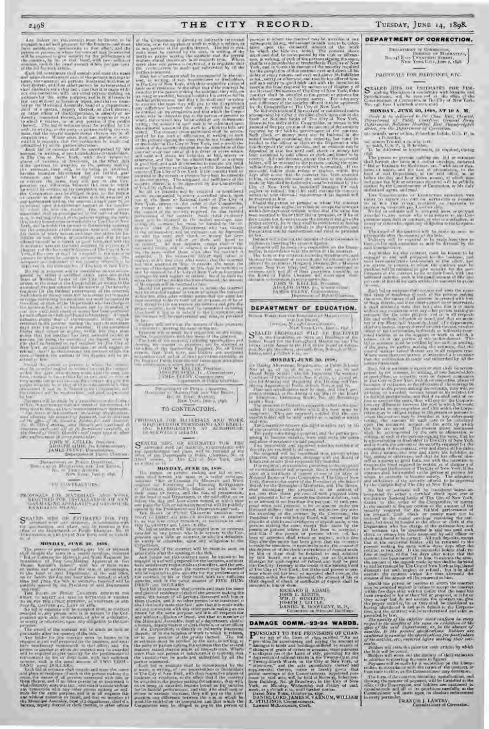Any bidder for this contract must be known to be engaged in and well prepared for the business, and must have satisfactory testimonials to that effect, and the person or persons to whom the contract may be awarded will be required to give security for the performance of the contract by his or their bond, with two sufficient sureties, each in the penal amount of fifty (50) per cent. of the bid for such article.

Each bid or estimate shall contain and state the name and place of residence of each of the persons making the same, the names of all persons interested with him or them therein, and if no other person be so interested it shall distinctly state that fact; also that it is made without any connection with any other person making an estimate for the same purpose, and is in all respects fair and without collusion or fraud, and that no member of the Municipal Assembly, head of a department, chief of a bureau, deputy thereof, or clerk therein, or other officer of the Corporation, is directly or indirectly interested therein, or in the supplies or work to which it relates, or in any portion of the profits thereof. The bid or estimate must be verified by the oath, in writing, of the party or parties making the estimate, that the several matters stated therein are in all respects true.

Each bid or estimate shall be accompanied by the consent, in writing, of two householders or freeholders in The City of New York, with their respective places of business or residence, to the effect that if the contract be awarded to the person making the estimate, they will, on its being so awarded, become bound as his sureties for its faithful performance.

JOHN W. KELLER, President,
ADOLPH SIMIS, Jr., Commissioner,
JAMES FEENY, Commissioner,
Department of Public Charities.

---

DEPARTMENT OF PUBLIC CHARITIES,
BOROUGHS OF MANHATTAN AND THE BRONX,
No. 66 THIRD AVENUE,
NEW YORK, June 7, 1898.

## TO CONTRACTORS.

### PROPOSALS FOR MATERIALS AND WORK REQUIRED FOR THE INSTALLATION OF NEW GAS-MAKING APPARATUS AT ASYLUM, RANDALL'S ISLAND.

SEALED BIDS OR ESTIMATES FOR THE aforesaid work and materials, in accordance with the specifications and plans, will be received at the office of the Department of Public Charities, No. 66 Third avenue, in The City of New York, until 10 o'clock A. M., on

### MONDAY, JUNE 20, 1898.

The person or persons making any bid or estimate shall furnish the same in a sealed envelope, indorsed "Bid or Estimate for Materials and Work Required for Installation of New Gas-Making Apparatus at the Asylum, Randall's Island," with his or their name or names and the date of presentation, to the head of said Department, at the said office, on or before the day and hour above named, at which time and place the bids or estimates received will be publicly opened by the President of said Department and read.

THE BOARD OF PUBLIC CHARITIES RESERVES THE RIGHT TO REJECT ALL BIDS OR ESTIMATES IF DEEMED TO BE FOR THE PUBLIC INTEREST, AS PROVIDED IN SECTION 64, CHAPTER 410, LAWS OF 1882.

No bid or estimate will be accepted from, or contract awarded to, any person who is in arrears to the Corporation upon debt or contract, or who is a defaulter, as surety or otherwise, upon any obligation to the Corporation.

The award of the contract will be made as soon as practicable after the opening of the bids.

Any bidder for this contract must be known to be engaged in and well prepared for the business, and must have satisfactory testimonials to that effect, and the person or persons to whom the contract may be awarded will be required to give security for the performance of the contract by his or their bond, with two sufficient sureties, each in the penal amount of TWO THOUSAND (2,000) DOLLARS.

---

DEPARTMENT OF PUBLIC CHARITIES,
BOROUGHS OF MANHATTAN AND THE BRONX,
No. 66 THIRD AVENUE,
NEW YORK, June 7, 1898.

## TO CONTRACTORS.

### PROPOSALS FOR MATERIALS AND WORK REQUIRED FOR FURNISHING AND ERECTING REFRIGERATOR AT ALMSHOUSE, BLACKWELL'S ISLAND.

SEALED BIDS OR ESTIMATES FOR THE aforesaid work and materials, in accordance with the specifications and plans, will be received at the office of the Department of Public Charities, No. 66 Third avenue, in The City of New York, until 10 o'clock A. M., on

### MONDAY, JUNE 20, 1898.

The person or persons making any bid or estimate shall furnish the same in a sealed envelope, indorsed "Bid or Estimate for Materials and Work Required for Furnishing and Erecting Refrigerator at Almshouse, Blackwell's Island," with his or their name or names and the date of presentation, to the head of said Department, at the said office, on or before the day and hour above named, at which time and place the bids or estimates received will be publicly opened by the President of said Department and read.

THE BOARD OF PUBLIC CHARITIES RESERVES THE RIGHT TO REJECT ALL BIDS OR ESTIMATES IF DEEMED TO BE FOR THE PUBLIC INTEREST, AS PROVIDED IN SECTION 64, CHAPTER 410, LAWS OF 1882.

The award of the contract will be made as soon as practicable after the opening of the bids.

Any bidder for this contract must be known to be engaged in and well prepared for the business, and must have satisfactory testimonials to that effect, and the person or persons to whom the contract may be awarded will be required to give security for the performance of the contract by his or their bond, with two sufficient sureties, each in the penal amount of FIVE HUNDRED (500) DOLLARS.

Payment will be made by a requisition on the Comptroller, in accordance with the terms of the contract.

The form of the contract, including specifications, and showing the manner of payment, will be furnished at the office of the Department, and bidders are cautioned to examine each and all of its provisions carefully, as the Board of Public Charities will insist upon their absolute enforcement in every particular.

JOHN W. KELLER, President,
ADOLPH SIMIS, Jr., Commissioner,
JAMES FEENY, Commissioner,
Department of Public Charities.

---

## DEPARTMENT OF EDUCATION.

SCHOOL BUILDINGS FOR THE BOROUGHS OF MANHATTAN AND THE BRONX,
OFFICE, NO. 146 GRAND STREET,
NEW YORK CITY, June 1, 1898.

SEALED PROPOSALS WILL BE RECEIVED by the Committee on Sites and Buildings of the School Board for the Boroughs of Manhattan and The Bronx, at the Hall of the Board of Education, No. 146 Grand street, Borough of Manhattan, until 4 o'clock P. M., on

### MONDAY, JUNE 20, 1898,

For Making Alterations, Repairs, etc., at Public Schools Nos. 33, 35, 38, 40, 48, 59, 62, and Grand Hall, School 28, etc. Repairing the Heating Apparatus...

Plans and specifications may be seen, and blank proposals obtained, at the office of the Superintendent of School Buildings, No. 146 Grand street.

The attention of bidders is expressly called to the time stated in the contract within which the work must be completed.

The Committee reserve the right to reject any or all of the proposals submitted.

Two responsible and approved sureties, residents of this city, are required on each bid.

No proposal will be received from persons whose character and antecedent dealings with the Board of Education render their responsibility doubtful.

RICHARD H. ADAMS,
JOHN E. EUSTIS,
WM. H. HURLBUT,
JOSEPH J. LITTLE,
DANIEL E. McSWEENY, M.D.,
Committee on Sites and Buildings.

---

## DAMAGE COMM.—23-24 WARDS.

PURSUANT TO THE PROVISIONS OF CHAPTER 537 of the Laws of 1893, entitled "An act providing for ascertaining and paying the amount of damages to lands and buildings suffered by reason of changes of grade of streets or avenues, made pursuant to chapter 721 of the Laws of 1887, providing for the depression of railroad tracks in the Twenty-third and Twenty-fourth Wards, in the City of New York, or otherwise," and the acts amendatory thereof and supplemental thereto, notice is hereby given that public meetings of the Commissioners appointed pursuant to said acts will be held at Room 58, Schermerhorn Building, No. 96 Broadway, in the City of New York, on Monday, Wednesday and Friday of each week, at 2 o'clock P. M., until further notice.

Dated NEW YORK, October 19, 1897.

DANIEL LORD, JAMES M. VARNUM, WILLIAM E. STILLINGS, Commissioners.

LAMONT McLOUGHLIN, Clerk.

---

## DEPARTMENT OF CORRECTION.

DEPARTMENT OF CORRECTION,
BOROUGHS OF MANHATTAN,
No. 148 EAST TWENTIETH STREET,
NEW YORK CITY, June 7, 1898.

### PROPOSALS FOR MEDICINES, ETC.

SEALED BIDS OR ESTIMATES FOR FURnishing Medicines in conformity with Samples and Specifications, will be received at the office of the Commissioner of Correction, in The City of New York, No. 148 East Twentieth street, until

### MONDAY, JUNE 20, 1898, AT 10 A. M.

*Goods to be delivered to Dr. ..., Chief Pharmacist, Department of Public Charities, ... Bellevue Hospital, Foot East Twenty-eighth street, for the Department of Correction.*

To be delivered in installments, as required, during 1898.

The person or persons making any bid or estimate shall furnish the same in a sealed envelope, indorsed "Bid or Estimate for Medicines, etc.," with his or their name or names, and the date of presentation, to the head of said Department, at the said office, on or before the day and hour above named, at which time and place the bids or estimates received will be publicly opened by the Commissioner of Correction, or his duly authorized agent, and read.

THE COMMISSIONER OF CORRECTION RESERVES THE RIGHT TO REJECT ALL BIDS OR ESTIMATES IF DEEMED TO BE FOR THE PUBLIC INTEREST, AS PROVIDED IN SECTION 64, CHAPTER 410, LAWS OF 1882.

No bid or estimate will be accepted from, or contract awarded to, any person who is in arrears to the Corporation upon debt or contract, or who is a defaulter, as surety or otherwise, upon any obligation to the Corporation.

The award of the contract will be made as soon as practicable after the opening of the bids.

Delivery will be required to be made from time to time, and in such quantities as may be directed by the said Commissioner.

Any bidder for this contract must be known to be engaged in and well prepared for the business, and must have satisfactory testimonials to that effect, and the person or persons to whom the contract may be awarded will be required to give security for the performance of the contract by his or their bond, with two sufficient sureties, each in the penal amount of fifty (50) per cent. of the bid.

Each bid or estimate shall contain and state the name and place of residence of each of the persons making the same, the names of all persons interested with him or them therein, and if no other person be so interested it shall distinctly state that fact; also that it is made without any connection with any other person making an estimate for the same purpose, and is in all respects fair and without collusion or fraud, and that no member of the Municipal Assembly, head of a department, chief of a bureau, deputy thereof, or clerk therein, or other officer of the Corporation, is directly or indirectly interested therein, or in the supplies or work to which it relates, or in any portion of the profits thereof. The bid or estimate must be verified by the oath, in writing, of the party or parties making the estimate, that the several matters stated therein are in all respects true.

Should the person or persons to whom the contract may be awarded neglect or refuse to accept the contract within five days after written notice that the same has been awarded to his or their bid or proposal, or if he or they accept but do not execute the contract and give the proper security, he or they shall be considered as having abandoned it and as in default to the Corporation, and the contract will be readvertised and relet as provided by law.

*The quality of the supplies must conform in every respect to the samples of the same on exhibition at the office of the said Department, or, in the absence of samples, to the printed specifications. Bidders are cautioned to examine the specifications for particulars of the articles, etc., required before making their estimates.*

Bidders will state the price for each article, by which the bids will be tested.

Bidders will write out the amount of their estimates in addition to inserting the same in figures.

Payment will be made by a requisition on the Comptroller, in accordance with the terms of the contract, or from time to time, as the Commissioner may determine.

The form of the contract, including specifications, and showing the manner of payment, will be furnished at the office of the Department, and bidders are cautioned to examine each and all of its provisions carefully, as the Commissioner will insist upon its absolute enforcement in every particular.

FRANCIS J. LANTRY,
Commissioner of Correction.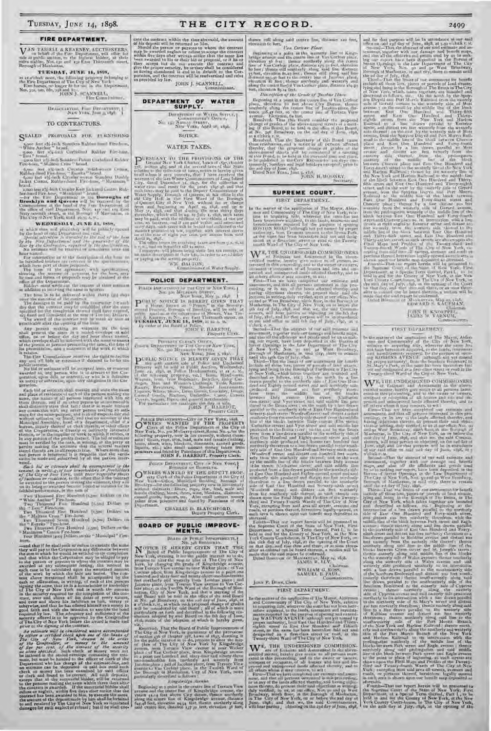## FIRE DEPARTMENT.

VAN TASSELL & KEARNEY, AUCTIONEERS, on behalf of the Fire Department, will offer for sale at public auction, to the highest bidder, at their sales stables, Nos. 130 and 132 East Thirteenth street, Borough of Manhattan,

**TUESDAY, JUNE 14, 1898,**

at 10 o'clock noon, the following property belonging to the Fire Department of The City of New York:

Five horses, no longer fit for use in the Department, Nos. 312, 520, 680, 758 and 872.

JOHN J. SCANNELL, Fire Commissioner.

---

HEADQUARTERS, FIRE DEPARTMENT, NEW YORK, June 3, 1898.

### TO CONTRACTORS.

SEALED PROPOSALS FOR FURNISHING

5,000 feet 2½-inch Seamless Rubber-lined Fire-hose, "White Anchor" brand.

5,000 feet 2½-inch Carbolized Rubber Fire-hose, "Test" brand.

5,000 feet 2½-inch Seamless Patent Carbolized Rubber Fire-hose, "Maltese Cross" brand.

6,000 feet 2½-inch Circular Solid-woven Cotton, Rubber-lined Fire-hose, "Eureka" brand.

6,000 feet 2½-inch Circular-woven Seamless Double Jacket Cotton, Rubber-lined Fire-hose, "Maximum" brand.

1,000 feet 2½-inch Circular Knit Jacketed Cotton, Rubber-lined Fire-hose, "Municipal" brand.

—for the Fire Department in the **Boroughs of Brooklyn and Queens** will be received by the Commissioner at the head of the Fire Department at the office of said Department, Nos. 157 and 159 East Sixty-seventh street, in the Borough of Manhattan, in The City of New York, until 10.30 A. M.,

**WEDNESDAY, JUNE 15, 1898,**

at which time and place they will be publicly opened by the head of said Department and read.

*Special attention is directed to the test of the hose by the Fire Department and the guarantee of the hose by the Contractor, required in the specifications.*

No estimate will be received or considered after the hour named.

For information as to the description of the hose to be furnished bidders are referred to the specifications, which form part of these proposals.

The form of the agreement, with specifications, showing the manner of payment for the hose, may be seen and forms of proposals may be obtained at the office of the Department.

Bidders must write out the amount of their estimates in addition to inserting the same in figures.

The hose is to be delivered within thirty (30) days after the execution of the contract.

The damages to be paid by the contractor for each day that the contract may be unfulfilled after the time specified for the completion thereof shall have expired, are fixed and liquidated at the sum of Ten Dollars.

The award of the contract will be made as soon as practicable after the opening of the bids.

Any person making an estimate for the hose shall present the same in a sealed envelope at said office, on or before the day and hour above named, which envelope shall be indorsed with the name or names of the person or persons presenting the same, the date of its presentation, and a statement of the work to which it relates.

The Fire Commissioner reserves the right to decline any and all bids or estimates if deemed to be for the public interest.

No bid or estimate will be accepted from, or contract awarded to, any person who is in arrears to the Corporation upon debt or contract, or who is a defaulter as surety or otherwise, upon any obligation to the Corporation.

Each bid or estimate shall contain and state the name and place of residence of each of the persons making the same, the names of all persons interested with him or them therein, and if no other person be so interested it shall distinctly state that fact; that it is made without any connection with any other person making an estimate for the same purpose, and is in all respects fair and without collusion or fraud, and that no member of the Municipal Assembly, head of a department, chief of a bureau, deputy thereof or clerk therein, or other officer of the Corporation, is directly or indirectly interested therein, or in the supplies or work to which it relates, or in any portion of the profits thereof. The bid or estimate must be verified by the oath, in writing, of the party or parties making the estimate that the several matters stated therein are in all respects true. Where more than one person is interested it is requisite that the verification be made and subscribed by all the parties interested.

*Each bid or estimate shall be accompanied by the consent, in writing, of two householders or freeholders of The City of New York, with their respective places of business or residence,* to the effect that if the contract be awarded to the person making the estimate, they will, on its being so awarded, become bound as sureties for its faithful performance, in the sum of

Two Thousand Five Hundred (2,500) Dollars on the "White Anchor" Fire-hose.

Two Thousand Five Hundred (2,500) Dollars on the "Test" Fire-hose.

Two Thousand Five Hundred (2,500) Dollars on the "Maltese Cross" Fire-hose.

Two Thousand Seven Hundred (2,700) Dollars on the "Eureka" Fire-hose.

Two Thousand Five Hundred (2,500) Dollars on the "Maximum" Cotton Fire-hose.

Four Hundred (400) Dollars on the "Municipal" Fire-hose.

and that if he shall omit or refuse to execute the same they will pay to the Corporation any difference between the sum to which he would be entitled on its completion and that which the Corporation may be obliged to pay to the person or persons to whom the contract may be awarded at any subsequent letting, the amount in each case to be calculated upon the estimated amount of the work by which the bids are tested. The consent above mentioned shall be accompanied by the oath or affirmation, in writing, of each of the persons signing the same that he is a householder or freeholder in The City of New York and is worth the amount of the security required for the completion of this contract, over and above all his debts of every nature, and over and above his liabilities as bail, surety or otherwise, and that he has offered himself as a surety in good faith and with the intention to execute the bond required by law. The adequacy and sufficiency of the security offered is to be approved by the Comptroller of The City of New York before the award is made and prior to the signing of the contract.

*No estimate will be considered unless accompanied by either a certified check upon one of the banks of The City of New York, drawn to the order of the Comptroller, or money to the amount of five per cent. of the amount of the security required* as above specified. Such check or money must not be inclosed in the sealed envelope containing the estimate, but must be handed to the officer or clerk of the Department who has charge of the estimate-box, and no estimate can be deposited in said box until such check or money has been examined by said officer or clerk and found to be correct. All such deposits, except that of the successful bidder, will be returned to the persons making the same within three days after the contract is awarded. If the successful bidder shall refuse or neglect, within five days after notice that the contract has been awarded to him, to execute the same, the amount of the deposit made by him shall be forfeited to and retained by The City of New York as liquidated damages for such neglect or refusal; but if he shall execute the contract within the time aforesaid, the amount of his deposit will be returned to him.

Should the person or persons to whom the contract may be awarded neglect or refuse to accept the contract within five days after written notice that the same has been awarded to his or their bid or proposal, or if he or they accept but do not execute the contract and give the proper security, he or they shall be considered as having abandoned it and as in default to the Corporation, and the contract will be readvertised and relet as provided by law.

JOHN J. SCANNELL, Commissioner.

## DEPARTMENT OF WATER SUPPLY.

DEPARTMENT OF WATER SUPPLY, COMMISSIONER'S OFFICE, No. 150 NASSAU STREET, NEW YORK, April 26, 1898.

NOTICE.

### WATER TAXES.

PURSUANT TO THE PROVISIONS OF THE Greater New York Charter, Laws of 1897, chapter 378, section 465, and of the several laws of this State relative to the collection of taxes, notice is hereby given to all whom it may concern, that I have received the warrant of the late Water Commissioners of Long Island City, dated December 31, 1897, for the collection of water rates and rents for the years 1897-98, and that such taxes may be paid to the Deputy Commissioner of Water Supply, Borough of Queens, at his office in the old City Hall in the First Ward of the Borough of Queens, City of New York, without fee or charge from and beginning on April 25, 1898, and up to May 25, 1898, and that during the next thirty days thereafter, which will be up to July 1, 1898, such taxes may be paid, with the addition of two-thirds of one per cent. as interest, and if not paid within said sixty days, such taxes will be collected and enforced in the manner provided by law, together with interest thereon at the rate of eight per cent. per annum from said April 25, 1898.

The office hours for receiving taxes are from 9 A. M. to 3 P. M., and on Saturdays till 12 noon.

Taxpayers will please bring their last tax receipt, or an exact description of their lots, in order to avoid delay or paying on the wrong property.

WM. DALTON, Commissioner of Water Supply.

## POLICE DEPARTMENT.

POLICE DEPARTMENT OF THE CITY OF NEW YORK, No. 300 MULBERRY STREET, NEW YORK, May 31, 1898.

PUBLIC NOTICE IS HEREBY GIVEN THAT one Horse, known as "Dennis," in the Seventy-second Precinct, Borough of Brooklyn, will be sold at public auction at the salesrooms of Messrs. Van Tassell & Kearney, at No. 130 East Thirteenth street, on **TUESDAY, JUNE 14, 1898,** at 10 A. M.

By order of the Board of Police,

JOHN F. HARRIOT, Property Clerk.

---

PROPERTY CLERK'S OFFICE, POLICE DEPARTMENT OF THE CITY OF NEW YORK, No. 300 MULBERRY STREET, NEW YORK, June 1, 1898.

PUBLIC NOTICE IS HEREBY GIVEN THAT the 98th auction sale of Police and Unclaimed Property will be sold at Public Auction, Wednesday, June 22, 1898, at Police Headquarters, at 11 A. M., of the following property, viz.: Boats, Hand-carts, Wagons, Iron, Iron Pedestals, Bicycles, Baby Carriages, Men and Women's Clothing, Tools, Knives, Ranges, Revolvers, Pistols, Musical Instruments, Liquors, Watches, Shoes, Dress Goods, Crockery, Drugs, Canned Goods, Harness, Umbrellas, Canes, Lanterns, Cigars, Pipes and general merchandise.

For particulars see catalogue the day of sale.

JOHN F. HARRIOT, Property Clerk.

---

POLICE DEPARTMENT—CITY OF NEW YORK, 1898.

OWNERS WANTED BY THE PROPERTY Clerk of the Police Department of The City of New York—No. 300 Mulberry street, Room No. 9, for the following property, now in his custody, without claimants: Boats, rope, iron, lead, male and female clothing, boots, shoes, wine, blankets, diamonds, canned goods, liquors, etc.; also small amount money taken from prisoners and found by Patrolmen of this Department.

JOHN F. HARRIOT, Property Clerk.

---

POLICE DEPARTMENT, CITY OF NEW YORK, BOROUGH OF BROOKLYN.

OWNERS WANTED BY THE DEPUTY PROPERTY Clerk of the Police Department of The City of New York—Office, Municipal Building, Borough of Brooklyn—for the following property, now in his custody without claimants: Boats, rope, iron, lead, male and female clothing, boots, shoes, wine, blankets, diamonds, canned goods, liquors, etc.; also small amount of money taken from prisoners and found by Patrolmen of this Department.

CHARLES D. BLATCHFORD, Deputy Property Clerk.

## BOARD OF PUBLIC IMPROVEMENTS.

BOARD OF PUBLIC IMPROVEMENTS, No. 346 BROADWAY.

NOTICE IS HEREBY GIVEN THAT THE Board of Public Improvements of The City of New York, deeming it for the public interest so to do, propose to alter the map or plan of The City of New York, by changing the grade of Kingsbridge avenue, from Terrace View avenue to Van Corlear place; Van Corlear place, from Kingsbridge avenue to a point one hundred and sixty-four and thirty-three one-hundredths feet northerly and westerly from Jacobus place; and Jacobus place, from Terrace View avenue to Van Corlear place, in the Twelfth Ward of the Borough of Manhattan, City of New York; and that a meeting of said Board will be held in the office of the said Board at No. 346 Broadway, on the 22d day of June, 1898, at 2 o'clock P. M., at which such proposed change of grades will be considered by said Board; all of which is more particularly set forth and described in the following resolutions adopted by said Board on the 8th day of June, 1898, notice of the adoption of which is hereby given, viz.:

Resolved, That the Board of Public Improvements of The City of New York, in pursuance of the provisions of section 436 of chapter 378, Laws of 1897, deeming it for the public interest so to do, proposes to alter the map or plan of The City of New York by changing the grade of Kingsbridge avenue, from Terrace View avenue to Van Corlear place; Van Corlear place, from Kingsbridge avenue to a point one hundred and sixty-four and thirty-three one-hundredths feet northerly and westerly from Jacobus place; and Jacobus place, from Terrace View avenue to Van Corlear place, in the Twelfth Ward of the Borough of Manhattan, City of New York, more particularly described as follows:

*Kingsbridge Avenue.*

Beginning at a point in the centre line of Terrace View avenue and the centre line of Kingsbridge avenue, elevation 41.54 feet above City datum, thence northerly along the centre line of Kingsbridge avenue, distance 644.48 feet, elevation 94.94 feet; thence northerly along said centre line, distance 137.9 feet, elevation 58 feet; thence still along said centre line, distance 120 feet, elevation 60 feet.

*Van Corlear Place.*

Beginning at a point in the westerly line of Kingsbridge avenue and the centre line of Van Corlear place, elevation 56 feet; thence southerly along the centre line of Van Corlear place, distance 175 feet, elevation 60 feet; thence still southerly along said line, distance 75 feet, elevation 81.43 feet; thence still along said line distance 193.50 feet to the easterly line of Jacobus place, elevation 82 feet; thence northerly and westerly and along the centre line of Van Corlear place, distance 164.33 feet, elevation 82.24 feet.

*Description of the Grade of Jacobus Place.*

Beginning at a point in the centre line of Van Corlear place, elevation 82 feet above City Datum, thence westerly along the centre line of Jacobus place, distance 326.47 feet, to the centre line of Terrace View avenue. Elevation 74 feet.

Resolved, That this Board consider the proposed change of grades of the above-named streets at a meeting of this Board, to be held in the office of this Board at No. 346 Broadway, on the 22d day of June, 1898, at 2 o'clock P. M.

Resolved, That the Secretary of this Board cause these resolutions, and a notice to all persons affected thereby that the proposed change of grades of the above-named streets will be considered at a meeting of this Board, to be held at the aforesaid time and place, to be published in the CITY RECORD for ten days continuously, Sundays and legal holidays excepted, prior to the 22d day of June, 1898.

Dated NEW YORK, June 9, 1898.

JOHN H. MOONEY, Secretary.

## SUPREME COURT.

### FIRST DEPARTMENT.

In the matter of the application of The Mayor, Aldermen and Commonalty of The City of New York, relative to acquiring title, wherever the same has not been heretofore acquired, to the lands, tenements and hereditaments required for the purpose of opening BOSTON ROAD (although not yet named by proper authority), from Tremont avenue to the Bronx Park, as the same has been heretofore laid out and designated as a first-class street or road in the Twenty-fourth Ward of The City of New York.

WE, THE UNDERSIGNED COMMISSIONERS of Estimate and Assessment in the above-entitled matter, hereby give notice to all persons interested in this proceeding, and to the owner or owners, occupant or occupants, of all houses and lots and improved and unimproved lands affected thereby, and to all others whom it may concern, to wit:

First—That we have completed our estimate and assessment, and that all persons interested in this proceeding, or in any of the lands affected thereby, and having objections thereto, do present their said objections in writing, duly verified, to us at our office, Nos. 90 and 92 West Broadway, in the Borough of Manhattan, in The City of New York, on or before the 5th day of July, 1898, and that we, the said Commissioners, will hear parties so objecting on the 8th day of July, 1898, and for that purpose will be in attendance at our said office on said 8th day of July, 1898, at 2 o'clock P. M.

Second—That the abstract of our said estimate and assessment, together with our damage and benefit maps, and also all the affidavits and proofs used by us in making our report, have been deposited in the Bureau of Street Openings in the Law Department of The City of New York, Nos. 90 and 92 West Broadway, in the Borough of Manhattan, in said city, there to remain until the 14th day of July, 1898.

Third—That the limits of our assessment for benefit include all those lots, pieces or parcels of land situate, lying and being in the Borough of The Bronx in The City of New York, which, taken together, are bounded and described as follows, viz.: On the north by a line drawn parallel to the northerly side of East One Hundred and Eighty-second street and distant one hundred feet northerly therefrom; on the east by the middle line of the blocks between Daly avenue and Vyse street; on the south by a line drawn parallel to the southerly side of East One Hundred and Seventy-sixth street and distant one hundred feet southerly therefrom; and on the west by the middle line of the blocks between Boston road and Marmion avenue; excepting from said area all streets, avenues and roads, or portions thereof, heretofore legally opened, as such area is shown upon our benefit map deposited as aforesaid.

Fourth—That our report herein will be presented to the Supreme Court of the State of New York, First Department, at a Special Term thereof, Part I., to be held in and for the County of New York, at the New York County Court-house, in The City of New York, on the 18th day of July, 1898, at the opening of the Court on that day, and that then and there, or as soon thereafter as counsel can be heard thereon, a motion will be made that the said report be confirmed.

Dated BOROUGH OF MANHATTAN, May 24, 1898.

JAMES R. ELY, Chairman,
WILLIAM G. ROSS,
SAMUEL E. PAUL,
Commissioners.

JOHN P. DUNN, Clerk.

### FIRST DEPARTMENT.

In the matter of the application of The Mayor, Aldermen and Commonalty of The City of New York, relative to acquiring title, wherever the same has not been heretofore acquired, to the lands, tenements and hereditaments required for the purpose of opening and extending WALTON AVENUE (although not yet named by proper authority), from East One Hundred and Thirty-eighth street to East One Hundred and Fiftieth street, as the same has been heretofore laid out and designated as a first-class street or road, in the Twenty-third Ward of The City of New York.

WE, THE UNDERSIGNED COMMISSIONERS of Estimate and Assessment in the above-entitled matter, hereby give notice to all persons interested in this proceeding, and to the owner or owners, occupant or occupants, of all houses and lots and improved and unimproved lands affected thereby, and to all others whom it may concern, to wit:

First—That we have completed our estimate and assessment, and that all persons interested in this proceeding, or in any of the lands affected thereby, and having objections thereto, do present their said objections in writing, duly verified, to us at our office, Nos. 90 and 92 West Broadway, ninth floor, in the Borough of Manhattan, in The City of New York, on or before the 24th day of June, 1898, and that we, the said Commissioners, will hear parties so objecting on the 28th day of June, 1898, and for that purpose will be in attendance at our said office on said 28th day of June, 1898, at 3.30 o'clock P. M.

Second—That the abstract of our said estimate and assessment, together with our damage and benefit maps, and also all the affidavits and proofs used by us in making our report, have been deposited in the Bureau of Street Openings in the Law Department of The City of New York, Nos. 90 and 92 West Broadway, in the Borough of Manhattan, in said city, there to remain until the 1st day of July, 1898.

Third—That the limits of our assessment for benefit include all those lots, pieces or parcels of land situate, lying and being in the Borough of The Bronx in The City of New York, which, taken together, are bounded and described as follows, viz.: On the north by the Spuyten Duyvil and Port Morris Railroad; on the east by the westerly side of Gerard avenue; on the south by the northerly side of East One Hundred and Thirty-eighth street; and on the west by the New York and Harlem Railroad; excepting from said area all streets, avenues and roads, or portions thereof, heretofore legally opened, as such area is shown upon our benefit map deposited as aforesaid.

Fourth—That our report herein will be presented to the Supreme Court of the State of New York, First Department, at a Special Term thereof, Part I., to be held in and for the County of New York, at the New York County Court-house, in The City of New York, on the 11th day of July, 1898, at the opening of the Court on that day, and that then and there, or as soon thereafter as counsel can be heard thereon, a motion will be made that the said report be confirmed.

Dated BOROUGH OF MANHATTAN, May 25, 1898.

EDWARD S. KAUFMAN, Chairman,
JOHN H. KNOEPPEL,
JAMES M. VARNUM,
Commissioners.

### FIRST DEPARTMENT.

In the matter of the application of The Mayor, Aldermen and Commonalty of The City of New York, relative to acquiring title, wherever the same has not been heretofore acquired, to the lands, tenements and hereditaments required for the purpose of opening ROBBINS AVENUE (although not yet named by proper authority), from the Southern Boulevard to St. Mary's Park, as the same has been heretofore laid out and designated as a first-class street or road in the Twenty-third Ward of The City of New York.

WE, THE UNDERSIGNED COMMISSIONERS of Estimate and Assessment in the above-entitled matter, hereby give notice to all persons interested in this proceeding, and to the owner or owners, occupant or occupants, of all houses and lots and improved and unimproved lands affected thereby, and to all others whom it may concern, to wit:

First—That we have completed our estimate and assessment, and that all persons interested in this proceeding, or in any of the lands affected thereby, and having objections thereto, do present their said objections in writing, duly verified, to us at our office, Nos. 90 and 92 West Broadway, in the Borough of Manhattan, in The City of New York, on or before the 21st day of June, 1898, and that we, the said Commissioners, will hear parties so objecting on the 23d day of June, 1898, and for that purpose will be in attendance at our said office on said 23d day of June, 1898, at 2 o'clock P. M.

Second—That the abstract of our said estimate and assessment, together with our damage and benefit maps, and also all the affidavits and proofs used by us in making our report, have been deposited in the Bureau of Street Openings in the Law Department of The City of New York, Nos. 90 and 92 West Broadway, in the Borough of Manhattan, in said city, there to remain until the 23d day of June, 1898.

Third—That the limits of our assessment for benefit include all those lots, pieces or parcels of land situate, lying and being in the Borough of The Bronx, in The City of New York, which, taken together, are bounded and described as follows, viz.: Beginning at a point in the middle line of the blocks between Park avenue and Eagle avenue; thence along the middle line of said blocks to the Southern Boulevard; thence along the Southern Boulevard to St. Mary's Park; thence along the boundary of St. Mary's Park to the point or place of beginning; excepting from said area all streets, avenues and roads, or portions thereof, heretofore legally opened, as such area is shown upon our benefit map deposited as aforesaid.

Fourth—That our report herein will be presented to the Supreme Court of the State of New York, First Department, at a Special Term thereof, Part I., to be held in and for the County of New York, at the New York County Court-house, in The City of New York, on the 12th day of July, 1898, at the opening of the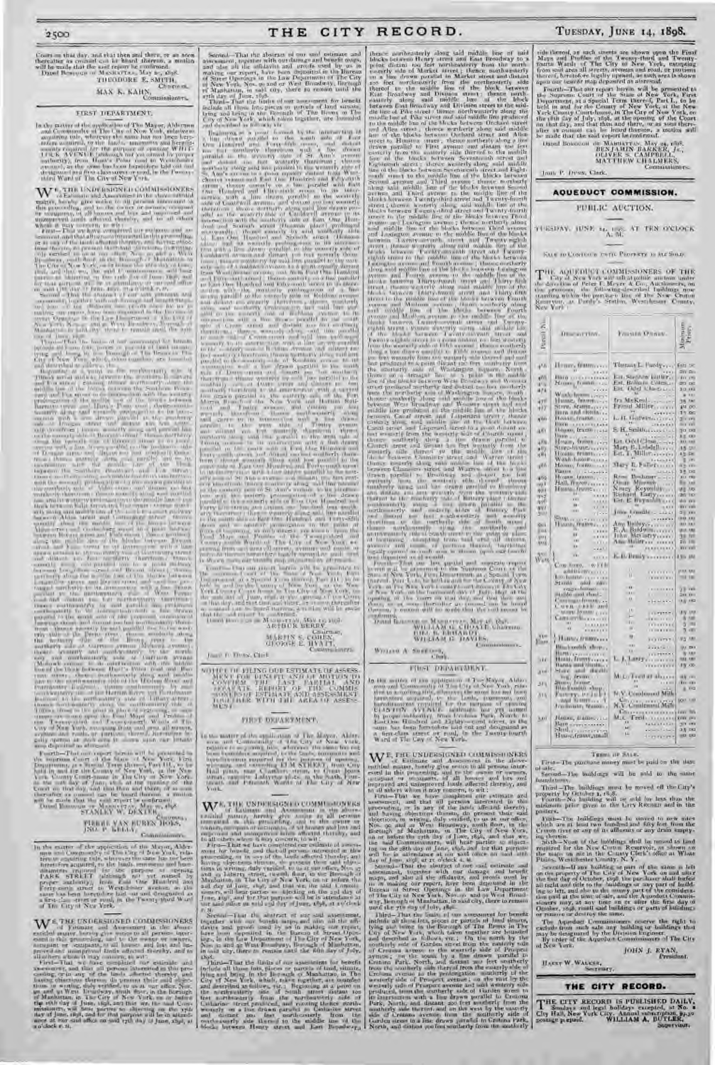Costs on that day, and that then and there, or as soon thereafter as counsel can be heard thereon, a motion will be made that the said report be confirmed.

Dated Borough of Manhattan, May 27, 1898.

THEODORE E. SMITH, Chairman.
MAX R. KAHN, Commissioners.

## FIRST DEPARTMENT.

In the matter of the application of The Mayor, Aldermen and Commonalty of The City of New York, relative to acquiring title, wherever the same has not been heretofore acquired, to the lands, tenements and hereditaments required for the purpose of opening WHITLOCK AVENUE (although not yet named by proper authority), from Hunt's Point road to Westchester avenue, as the same has been heretofore laid out and designated as a first-class street or road, in the Twenty-third Ward of The City of New York.

WE, THE UNDERSIGNED COMMISSIONERS of Estimate and Assessment in the above-entitled matter, hereby give notice to all persons interested in this proceeding, and to the owner or owners, occupant or occupants, of all houses and lots and improved and unimproved lands affected thereby, and to all others whom it may concern, to wit:

First—That we have completed our estimate and assessment, and that all persons interested in this proceeding, or in any of the lands affected thereby, and having objections thereto, do present their said objections in writing, duly verified, to us at our office, Nos. 90 and 92 West Broadway, ninth floor, in the Borough of Manhattan, in The City of New York, on or before the day of June, 1898, and that we, the said Commissioners, will hear parties so objecting within the ten week days next after the said day of June, 1898, and for that purpose will be in attendance at our said office on each of said ten days.

Second—That the abstract of our said estimate and assessment, together with our damage and benefit maps, and also all the affidavits, estimates and other documents used by us in making our report, have been deposited in the Bureau of Street Openings in the Law Department of The City of New York, Nos. 90 and 92 West Broadway, in the Borough of Manhattan, in said city, there to remain until the day of July, 1898.

Third—That the limits of our assessment for benefit include all those lots, pieces or parcels of land situate, lying and being in the Borough of The Bronx, in The City of New York, which, taken together, are bounded and described as follows, viz.: Beginning at a point ...

Fourth—That our report herein will be presented to the Supreme Court of the State of New York, First Department, at a Special Term thereof, Part III., to be held in and for the County of New York, in the New York County Court-house in The City of New York, on the day of July, 1898, at the opening of the Court on that day, and that then and there, or as soon thereafter as counsel can be heard thereon, a motion will be made that the said report be confirmed.

Dated Borough of Manhattan, May 24, 1898.

STANLEY W. DEXTER, Chairman.
PIERRE VAN BUREN HOES,
JNO. P. KELLY, Commissioners.

In the matter of the application of the Mayor, Aldermen and Commonalty of The City of New York, relative to acquiring title, wherever the same has not been heretofore acquired, to the lands, tenements and hereditaments required for the purpose of opening PARK STREET (although not yet named by proper authority), from One Hundred and Forty-sixth street to Westchester avenue, as the same has been heretofore laid out and designated as a first-class street or road, in the Twenty-third Ward of The City of New York.

WE, THE UNDERSIGNED COMMISSIONERS of Estimate and Assessment in the above-entitled matter, hereby give notice to all persons interested in this proceeding, and to the owner or owners, occupant or occupants, of all houses and lots and improved and unimproved lands affected thereby, and to all others whom it may concern, to wit:

First—That we have completed our estimate and assessment, and that all persons interested in this proceeding, or in any of the lands affected thereby, and having objections thereto, do present their said objections in writing, duly verified, to us at our office, Nos. 90 and 92 West Broadway, ninth floor, in the Borough of Manhattan, in The City of New York, and that we, the said Commissioners, will hear parties so objecting, and for that purpose will be in attendance at our said office.

Second—That the abstract of our said estimate and assessment, together with our damage and benefit maps, and also all the affidavits, estimates and other documents used by us in making our report, have been deposited in the Bureau of Street Openings in the Law Department of The City of New York, Nos. 90 and 92 West Broadway, Borough of Manhattan, in said city, there to remain until the day of July, 1898.

Third—That the limits of our assessment for benefit include all those lots, pieces or parcels of land situate, lying and being in the Borough of The Bronx, in The City of New York, which, taken together, are bounded and described as follows, viz.: Beginning at a point ...

Fourth—That our report herein will be presented to the Supreme Court of the State of New York, First Department, at a Special Term thereof, Part III., to be held in and for the County of New York, in the New York County Court-house in The City of New York, at the opening of the Court on that day, and that then and there, or as soon thereafter as counsel can be heard thereon, a motion will be made that the said report be confirmed.

Dated Borough of Manhattan, May 1898.

ARTHUR BERRY, Chairman.
MARTIN S. COHEN,
GEORGE E. HYATT, Commissioners.

JOHN P. DUNN, Clerk.

NOTICE OF FILING OUR ESTIMATE OF ASSESSMENT FOR BENEFIT AND OF MOTION TO CONFIRM THE LAST PARTIAL AND SEPARATE REPORT OF THE COMMISSIONERS OF ESTIMATE AND ASSESSMENT, TOGETHER WITH THE AREA OF ASSESSMENT.

## FIRST DEPARTMENT.

In the matter of the application of The Mayor, Aldermen and Commonalty of The City of New York, relative to acquiring title, wherever the same has not been heretofore acquired, to the lands, tenements and hereditaments required for the purpose of opening, widening and extending ELM STREET, from City Hall place, near Chambers street, to Great Jones street, opposite Lafayette place, in the Sixth, Fourteenth and Fifteenth Wards of The City of New York.

WE, THE UNDERSIGNED COMMISSIONERS of Estimate and Assessment in the above-entitled matter, hereby give notice to all persons interested in this proceeding, and to the owner or owners, occupant or occupants, of all houses and lots and improved and unimproved lands affected thereby, and to all others whom it may concern, to wit:

First—That we have completed our estimate of assessment for benefit, and that all persons interested in this proceeding, or in any of the lands affected thereby, and having objections thereto, do present their said objections in writing, duly verified, to us at our office, Nos. 90 and 92 West Broadway, ninth floor, in the Borough of Manhattan, in The City of New York, and that we, the said Commissioners, will hear parties so objecting.

Second—That the abstract of our said estimate and assessment, together with our damage and benefit maps, and also all the affidavits, estimates and other documents used by us in making our report, have been deposited in the Bureau of Street Openings in the Law Department of The City of New York, Nos. 90 and 92 West Broadway, Borough of Manhattan, in said city.

Third—That the limits of our assessment for benefit include all those lots, pieces or parcels of land situate, lying and being in the Borough of Manhattan, in The City of New York, which, taken together, are bounded and described as follows, viz.: ...

Fourth—That our last partial and separate report herein will be presented to the Supreme Court of the State of New York, First Department, at a Special Term thereof, Part III., to be held in and for the County of New York, in the New York County Court-house in The City of New York, at the opening of the Court on that day, and that then and there, or as soon thereafter as counsel can be heard thereon, a motion will be made that the said report be confirmed.

Dated Borough of Manhattan, May 26, 1898.

WILLIAM G. CHOATE, Chairman.
THEO. R. LEWARDE,
WILLIAM G. DAVIES, Commissioners.

WILLIAM A. SWEENEY, Clerk.

## FIRST DEPARTMENT.

In the matter of the application of The Mayor, Aldermen and Commonalty of The City of New York, relative to acquiring title, wherever the same has not been heretofore acquired, to the lands, tenements and hereditaments required for the purpose of opening CLINTON AVENUE (although not yet named by proper authority), from Crotona Park, North, as the same has been heretofore laid out and designated as a first-class street or road, in the Twenty-fourth Ward of The City of New York.

WE, THE UNDERSIGNED COMMISSIONERS of Estimate and Assessment in the above-entitled matter, hereby give notice to all persons interested in this proceeding, and to the owner or owners, occupant or occupants, of all houses and lots and improved and unimproved lands affected thereby, and to all others whom it may concern, to wit:

First—That we have completed our estimate and assessment, and that all persons interested in this proceeding, or in any of the lands affected thereby, and having objections thereto, do present their said objections in writing, duly verified, to us at our office, Nos. 90 and 92 West Broadway, ninth floor, in the Borough of Manhattan, in The City of New York, and that we, the said Commissioners, will hear parties so objecting.

Second—That the abstract of our said estimate and assessment, together with our damage and benefit maps, and also all the affidavits, estimates and other documents used by us in making our report, have been deposited in the Bureau of Street Openings in the Law Department of The City of New York, Nos. 90 and 92 West Broadway, Borough of Manhattan, in said city.

Third—That the limits of our assessment for benefit include all those lots, pieces or parcels of land situate, lying and being in the Borough of The Bronx, in The City of New York, which, taken together, are bounded and described as follows, viz.: ...

Fourth—That our report herein will be presented to the Supreme Court of the State of New York, First Department, at a Special Term thereof, Part I., to be held in and for the County of New York, in the New York County Court-house in The City of New York, at the opening of the Court on that day, and that then and there, or as soon thereafter as counsel can be heard thereon, a motion will be made that the said report be confirmed.

Dated Borough of Manhattan, May 24, 1898.

BENJAMIN BARKER, Jr.,
OLIVER S. CAMPBELL,
MATTHEW CHALMERS, Commissioners.

JOHN P. DUNN, Clerk.

## AQUEDUCT COMMISSION.

### PUBLIC AUCTION.

TUESDAY, JUNE 14, 1898, AT TEN O'CLOCK A.M.

SALE TO CONTINUE UNTIL PROPERTY IS ALL SOLD.

THE AQUEDUCT COMMISSIONERS OF THE City of New York will sell at public auction under the direction of Peter F. Meyer & Co., Auctioneers, on the premises, the following-described buildings now standing within the purchase line of the New Croton Reservoir, at Purdy's Station, Westchester County, New York:

| Parcel No. | Description. | Former Owner. | Minimum Price. |
|---|---|---|---|
| | House, frame | Thomas L. Purdy | |
| | Barn | Est. Stephen Butler | |
| | House, frame | Est. Belinda Coles | |
| | | Est. Odell Close | |
| | Wash-house | | |
| | House, frame | Ira McKeel | |
| | | Frank Miller | |
| | Barn and sheds | | |
| | House, frame | L. H. Godwin | |
| | House, frame | S. H. Smith | |
| | | Est. Odell Close | |
| | | Mary E. Lobdell | |
| | | Est. L. Miller | |
| | | Mary E. Fallet | |
| | | Ross Bedmer | |
| | | Oscar Moore | |
| | | Nancy Reynolds | |
| | | Richard Lary | |
| | | Est. E. Reynolds | |
| | | John Conklin | |
| | | Ann Bailey | |
| | | E. A. Baldwin | |
| | | John McCarty | |
| | | Ann Miller | |
| | | E. B. Brady | |
| | Cow barn, with additions | | |
| | Ice house | | |
| | Stable and sheds | | |
| | Engine-house | | |
| | Boiler and shed | | |
| | Carriage-house | | |
| | Cow barn and wagon house | | |
| | Conservatory | | |
| | House, frame | | |
| | Blacksmith shop | | |
| | Barn | | |
| | House, frame | L. J. Lasey | |
| | Barn and sheds | | |
| | Store and dwelling, frame | M. L. Todd et al. | |
| | Store house | | |
| | Blacksmith shop | | |
| | Factory, frame and boiler | N. Y. Condensed Milk Co. | |
| | Ice house, frame | N. Y. Condensed Milk Co. | |
| | House, frame | M. L. Todd | |
| | Barn | | |
| | Shed | | |
| | House, frame, small | | |

TERMS OF SALE.

First—The purchase money must be paid on the day of sale.

Second—The buildings will be sold to the same boundaries.

Third—The buildings must be moved off the City's property by October 1, 1898.

Fourth—No building will be sold for less than the minimum price given in the CITY RECORD and in the posters.

Fifth—The buildings must be moved to new sites which are at least two hundred and fifty feet from the Croton river or any of its affluents or any drain emptying therein.

Sixth—None of the buildings shall be moved to land required for the New Croton Reservoir, as shown on the maps on file in the County Clerk's office at White Plains, Westchester County, N. Y.

Seventh—If any building or part of the same is left on the property of The City of New York on and after the first day of October, 1898, the purchaser shall forfeit all right and title to the buildings or any part of the building so left, and also the money paid by him at the time of sale, and the Aqueduct Commissioners may, at any time on or after the first day of October, 1898, resell said buildings or parts of buildings or remove or destroy the same.

The Aqueduct Commissioners reserve the right to exclude from such sale any building or buildings that may be designated by the Division Engineer.

By order of the Aqueduct Commissioners of The City of New York.

JOHN J. RYAN, President.

HARRY W. WALKER, Secretary.

## THE CITY RECORD.

THE CITY RECORD IS PUBLISHED DAILY, Sundays and legal holidays excepted, at No. 2 City Hall, New York City. Annual subscription, $9.30, postage prepaid.

WILLIAM A. BUTLER, Supervisor.